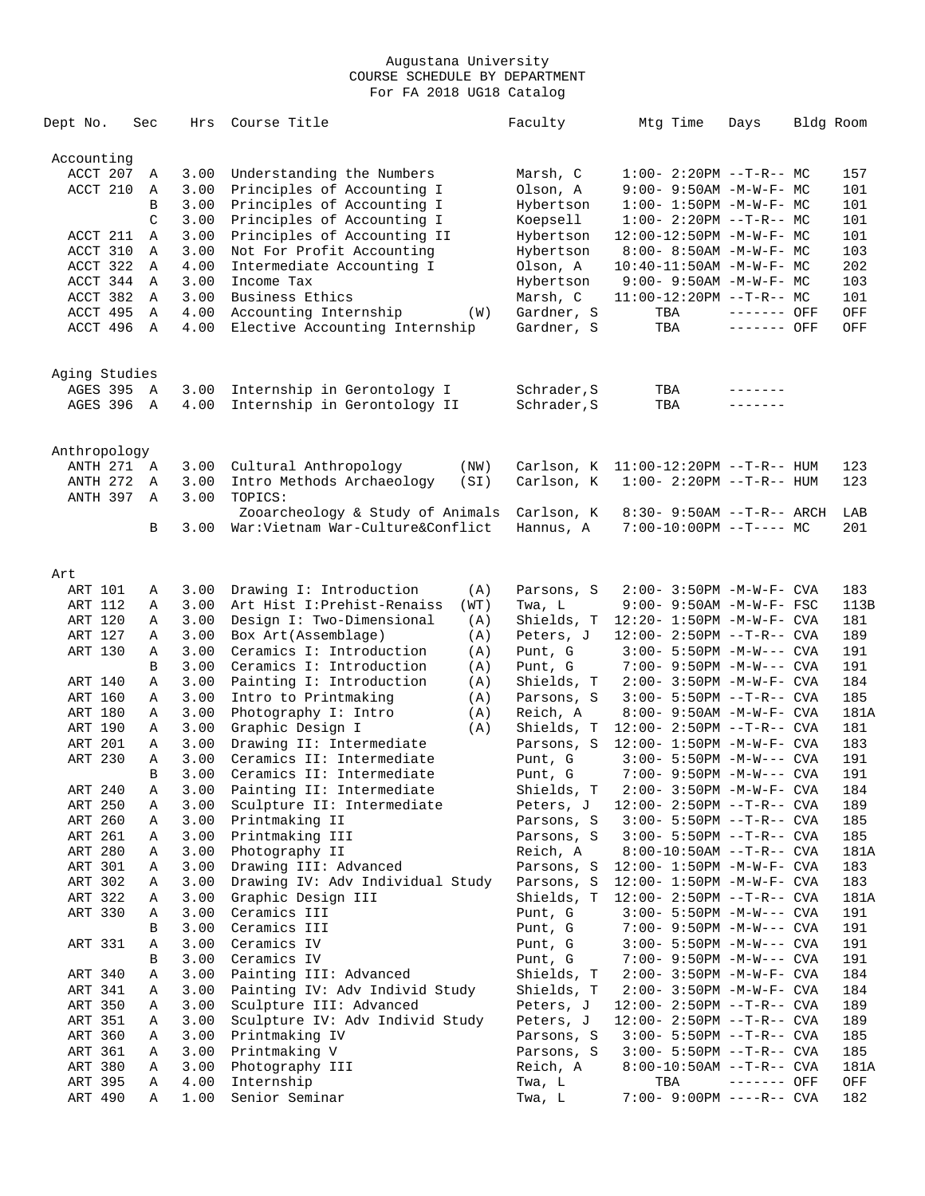Augustana University
COURSE SCHEDULE BY DEPARTMENT
For FA 2018 UG18 Catalog

| Dept No. | Sec | Hrs | Course Title | | Faculty | Mtg Time | Days | Bldg | Room |
|---|---|---|---|---|---|---|---|---|---|
| **Accounting** | | | | | | | | | |
| ACCT 207 | A | 3.00 | Understanding the Numbers | | Marsh, C | 1:00- 2:20PM | --T-R-- | MC | 157 |
| ACCT 210 | A | 3.00 | Principles of Accounting I | | Olson, A | 9:00- 9:50AM | -M-W-F- | MC | 101 |
| | B | 3.00 | Principles of Accounting I | | Hybertson | 1:00- 1:50PM | -M-W-F- | MC | 101 |
| | C | 3.00 | Principles of Accounting I | | Koepsell | 1:00- 2:20PM | --T-R-- | MC | 101 |
| ACCT 211 | A | 3.00 | Principles of Accounting II | | Hybertson | 12:00-12:50PM | -M-W-F- | MC | 101 |
| ACCT 310 | A | 3.00 | Not For Profit Accounting | | Hybertson | 8:00- 8:50AM | -M-W-F- | MC | 103 |
| ACCT 322 | A | 4.00 | Intermediate Accounting I | | Olson, A | 10:40-11:50AM | -M-W-F- | MC | 202 |
| ACCT 344 | A | 3.00 | Income Tax | | Hybertson | 9:00- 9:50AM | -M-W-F- | MC | 103 |
| ACCT 382 | A | 3.00 | Business Ethics | | Marsh, C | 11:00-12:20PM | --T-R-- | MC | 101 |
| ACCT 495 | A | 4.00 | Accounting Internship | (W) | Gardner, S | TBA | ------- | OFF | OFF |
| ACCT 496 | A | 4.00 | Elective Accounting Internship | | Gardner, S | TBA | ------- | OFF | OFF |
| **Aging Studies** | | | | | | | | | |
| AGES 395 | A | 3.00 | Internship in Gerontology I | | Schrader,S | TBA | ------- | | |
| AGES 396 | A | 4.00 | Internship in Gerontology II | | Schrader,S | TBA | ------- | | |
| **Anthropology** | | | | | | | | | |
| ANTH 271 | A | 3.00 | Cultural Anthropology | (NW) | Carlson, K | 11:00-12:20PM | --T-R-- | HUM | 123 |
| ANTH 272 | A | 3.00 | Intro Methods Archaeology | (SI) | Carlson, K | 1:00- 2:20PM | --T-R-- | HUM | 123 |
| ANTH 397 | A | 3.00 | TOPICS: Zooarcheology & Study of Animals | | Carlson, K | 8:30- 9:50AM | --T-R-- | ARCH | LAB |
| | B | 3.00 | War:Vietnam War-Culture&Conflict | | Hannus, A | 7:00-10:00PM | --T---- | MC | 201 |
| **Art** | | | | | | | | | |
| ART 101 | A | 3.00 | Drawing I: Introduction | (A) | Parsons, S | 2:00- 3:50PM | -M-W-F- | CVA | 183 |
| ART 112 | A | 3.00 | Art Hist I:Prehist-Renaiss | (WT) | Twa, L | 9:00- 9:50AM | -M-W-F- | FSC | 113B |
| ART 120 | A | 3.00 | Design I: Two-Dimensional | (A) | Shields, T | 12:20- 1:50PM | -M-W-F- | CVA | 181 |
| ART 127 | A | 3.00 | Box Art(Assemblage) | (A) | Peters, J | 12:00- 2:50PM | --T-R-- | CVA | 189 |
| ART 130 | A | 3.00 | Ceramics I: Introduction | (A) | Punt, G | 3:00- 5:50PM | -M-W--- | CVA | 191 |
| | B | 3.00 | Ceramics I: Introduction | (A) | Punt, G | 7:00- 9:50PM | -M-W--- | CVA | 191 |
| ART 140 | A | 3.00 | Painting I: Introduction | (A) | Shields, T | 2:00- 3:50PM | -M-W-F- | CVA | 184 |
| ART 160 | A | 3.00 | Intro to Printmaking | (A) | Parsons, S | 3:00- 5:50PM | --T-R-- | CVA | 185 |
| ART 180 | A | 3.00 | Photography I: Intro | (A) | Reich, A | 8:00- 9:50AM | -M-W-F- | CVA | 181A |
| ART 190 | A | 3.00 | Graphic Design I | (A) | Shields, T | 12:00- 2:50PM | --T-R-- | CVA | 181 |
| ART 201 | A | 3.00 | Drawing II: Intermediate | | Parsons, S | 12:00- 1:50PM | -M-W-F- | CVA | 183 |
| ART 230 | A | 3.00 | Ceramics II: Intermediate | | Punt, G | 3:00- 5:50PM | -M-W--- | CVA | 191 |
| | B | 3.00 | Ceramics II: Intermediate | | Punt, G | 7:00- 9:50PM | -M-W--- | CVA | 191 |
| ART 240 | A | 3.00 | Painting II: Intermediate | | Shields, T | 2:00- 3:50PM | -M-W-F- | CVA | 184 |
| ART 250 | A | 3.00 | Sculpture II: Intermediate | | Peters, J | 12:00- 2:50PM | --T-R-- | CVA | 189 |
| ART 260 | A | 3.00 | Printmaking II | | Parsons, S | 3:00- 5:50PM | --T-R-- | CVA | 185 |
| ART 261 | A | 3.00 | Printmaking III | | Parsons, S | 3:00- 5:50PM | --T-R-- | CVA | 185 |
| ART 280 | A | 3.00 | Photography II | | Reich, A | 8:00-10:50AM | --T-R-- | CVA | 181A |
| ART 301 | A | 3.00 | Drawing III: Advanced | | Parsons, S | 12:00- 1:50PM | -M-W-F- | CVA | 183 |
| ART 302 | A | 3.00 | Drawing IV: Adv Individual Study | | Parsons, S | 12:00- 1:50PM | -M-W-F- | CVA | 183 |
| ART 322 | A | 3.00 | Graphic Design III | | Shields, T | 12:00- 2:50PM | --T-R-- | CVA | 181A |
| ART 330 | A | 3.00 | Ceramics III | | Punt, G | 3:00- 5:50PM | -M-W--- | CVA | 191 |
| | B | 3.00 | Ceramics III | | Punt, G | 7:00- 9:50PM | -M-W--- | CVA | 191 |
| ART 331 | A | 3.00 | Ceramics IV | | Punt, G | 3:00- 5:50PM | -M-W--- | CVA | 191 |
| | B | 3.00 | Ceramics IV | | Punt, G | 7:00- 9:50PM | -M-W--- | CVA | 191 |
| ART 340 | A | 3.00 | Painting III: Advanced | | Shields, T | 2:00- 3:50PM | -M-W-F- | CVA | 184 |
| ART 341 | A | 3.00 | Painting IV: Adv Individ Study | | Shields, T | 2:00- 3:50PM | -M-W-F- | CVA | 184 |
| ART 350 | A | 3.00 | Sculpture III: Advanced | | Peters, J | 12:00- 2:50PM | --T-R-- | CVA | 189 |
| ART 351 | A | 3.00 | Sculpture IV: Adv Individ Study | | Peters, J | 12:00- 2:50PM | --T-R-- | CVA | 189 |
| ART 360 | A | 3.00 | Printmaking IV | | Parsons, S | 3:00- 5:50PM | --T-R-- | CVA | 185 |
| ART 361 | A | 3.00 | Printmaking V | | Parsons, S | 3:00- 5:50PM | --T-R-- | CVA | 185 |
| ART 380 | A | 3.00 | Photography III | | Reich, A | 8:00-10:50AM | --T-R-- | CVA | 181A |
| ART 395 | A | 4.00 | Internship | | Twa, L | TBA | ------- | OFF | OFF |
| ART 490 | A | 1.00 | Senior Seminar | | Twa, L | 7:00- 9:00PM | ----R-- | CVA | 182 |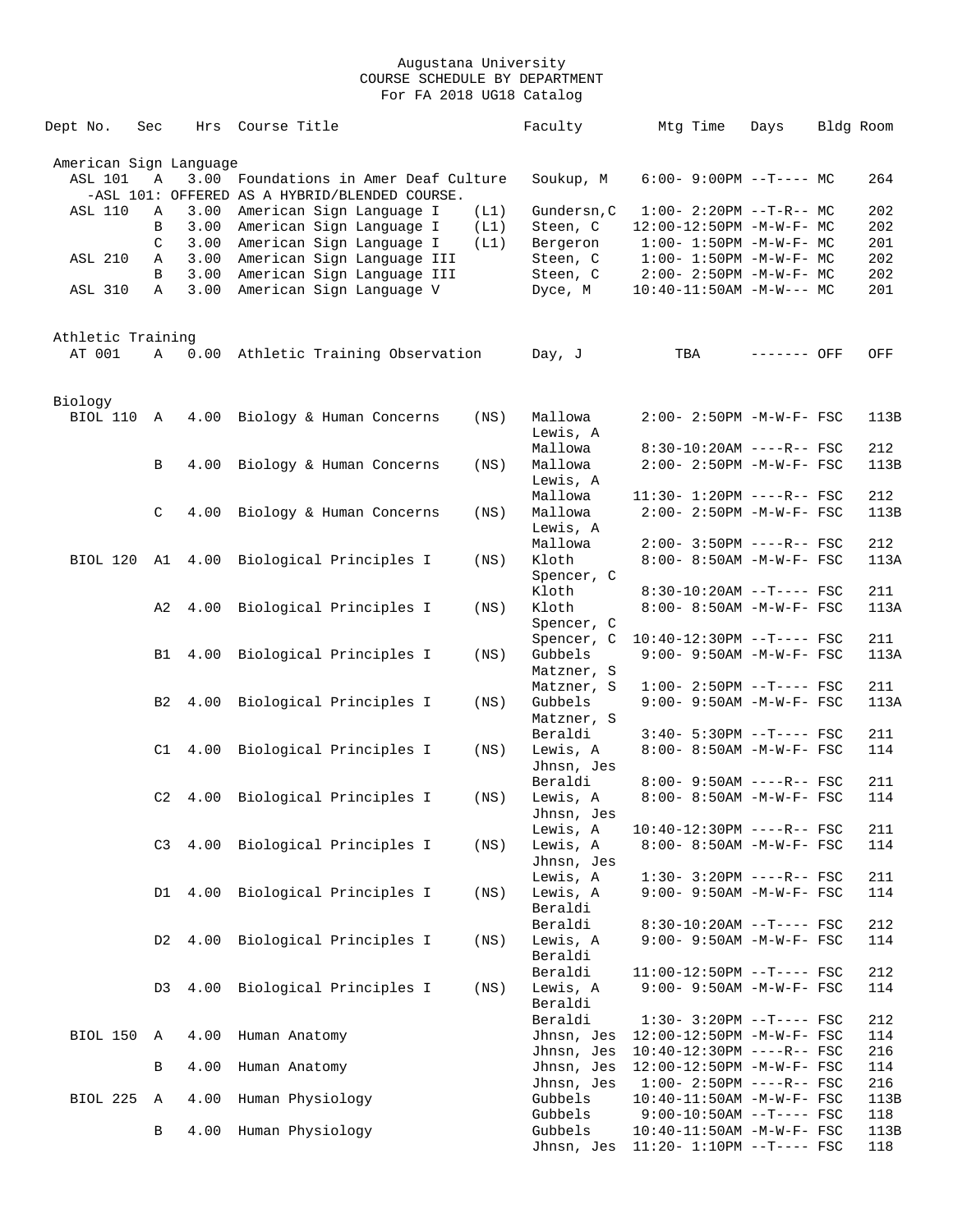Augustana University
COURSE SCHEDULE BY DEPARTMENT
For FA 2018 UG18 Catalog

| Dept No. | Sec | Hrs | Course Title | | Faculty | Mtg Time | Days | Bldg | Room |
|---|---|---|---|---|---|---|---|---|---|
| **American Sign Language** | | | | | | | | | |
| ASL 101 | A | 3.00 | Foundations in Amer Deaf Culture | | Soukup, M | 6:00- 9:00PM | --T---- | MC | 264 |
| -ASL 101: OFFERED AS A HYBRID/BLENDED COURSE. | | | | | | | | | |
| ASL 110 | A | 3.00 | American Sign Language I | (L1) | Gundersn,C | 1:00- 2:20PM | --T-R-- | MC | 202 |
| | B | 3.00 | American Sign Language I | (L1) | Steen, C | 12:00-12:50PM | -M-W-F- | MC | 202 |
| | C | 3.00 | American Sign Language I | (L1) | Bergeron | 1:00- 1:50PM | -M-W-F- | MC | 201 |
| ASL 210 | A | 3.00 | American Sign Language III | | Steen, C | 1:00- 1:50PM | -M-W-F- | MC | 202 |
| | B | 3.00 | American Sign Language III | | Steen, C | 2:00- 2:50PM | -M-W-F- | MC | 202 |
| ASL 310 | A | 3.00 | American Sign Language V | | Dyce, M | 10:40-11:50AM | -M-W--- | MC | 201 |
| **Athletic Training** | | | | | | | | | |
| AT 001 | A | 0.00 | Athletic Training Observation | | Day, J | TBA | ------- | OFF | OFF |
| **Biology** | | | | | | | | | |
| BIOL 110 | A | 4.00 | Biology & Human Concerns | (NS) | Mallowa | 2:00- 2:50PM | -M-W-F- | FSC | 113B |
| | | | | | Lewis, A | | | | |
| | | | | | Mallowa | 8:30-10:20AM | ----R-- | FSC | 212 |
| | B | 4.00 | Biology & Human Concerns | (NS) | Mallowa | 2:00- 2:50PM | -M-W-F- | FSC | 113B |
| | | | | | Lewis, A | | | | |
| | | | | | Mallowa | 11:30- 1:20PM | ----R-- | FSC | 212 |
| | C | 4.00 | Biology & Human Concerns | (NS) | Mallowa | 2:00- 2:50PM | -M-W-F- | FSC | 113B |
| | | | | | Lewis, A | | | | |
| | | | | | Mallowa | 2:00- 3:50PM | ----R-- | FSC | 212 |
| BIOL 120 | A1 | 4.00 | Biological Principles I | (NS) | Kloth | 8:00- 8:50AM | -M-W-F- | FSC | 113A |
| | | | | | Spencer, C | | | | |
| | | | | | Kloth | 8:30-10:20AM | --T---- | FSC | 211 |
| | A2 | 4.00 | Biological Principles I | (NS) | Kloth | 8:00- 8:50AM | -M-W-F- | FSC | 113A |
| | | | | | Spencer, C | | | | |
| | | | | | Spencer, C | 10:40-12:30PM | --T---- | FSC | 211 |
| | B1 | 4.00 | Biological Principles I | (NS) | Gubbels | 9:00- 9:50AM | -M-W-F- | FSC | 113A |
| | | | | | Matzner, S | | | | |
| | | | | | Matzner, S | 1:00- 2:50PM | --T---- | FSC | 211 |
| | B2 | 4.00 | Biological Principles I | (NS) | Gubbels | 9:00- 9:50AM | -M-W-F- | FSC | 113A |
| | | | | | Matzner, S | | | | |
| | | | | | Beraldi | 3:40- 5:30PM | --T---- | FSC | 211 |
| | C1 | 4.00 | Biological Principles I | (NS) | Lewis, A | 8:00- 8:50AM | -M-W-F- | FSC | 114 |
| | | | | | Jhnsn, Jes | | | | |
| | | | | | Beraldi | 8:00- 9:50AM | ----R-- | FSC | 211 |
| | C2 | 4.00 | Biological Principles I | (NS) | Lewis, A | 8:00- 8:50AM | -M-W-F- | FSC | 114 |
| | | | | | Jhnsn, Jes | | | | |
| | | | | | Lewis, A | 10:40-12:30PM | ----R-- | FSC | 211 |
| | C3 | 4.00 | Biological Principles I | (NS) | Lewis, A | 8:00- 8:50AM | -M-W-F- | FSC | 114 |
| | | | | | Jhnsn, Jes | | | | |
| | | | | | Lewis, A | 1:30- 3:20PM | ----R-- | FSC | 211 |
| | D1 | 4.00 | Biological Principles I | (NS) | Lewis, A | 9:00- 9:50AM | -M-W-F- | FSC | 114 |
| | | | | | Beraldi | | | | |
| | | | | | Beraldi | 8:30-10:20AM | --T---- | FSC | 212 |
| | D2 | 4.00 | Biological Principles I | (NS) | Lewis, A | 9:00- 9:50AM | -M-W-F- | FSC | 114 |
| | | | | | Beraldi | | | | |
| | | | | | Beraldi | 11:00-12:50PM | --T---- | FSC | 212 |
| | D3 | 4.00 | Biological Principles I | (NS) | Lewis, A | 9:00- 9:50AM | -M-W-F- | FSC | 114 |
| | | | | | Beraldi | | | | |
| | | | | | Beraldi | 1:30- 3:20PM | --T---- | FSC | 212 |
| BIOL 150 | A | 4.00 | Human Anatomy | | Jhnsn, Jes | 12:00-12:50PM | -M-W-F- | FSC | 114 |
| | | | | | Jhnsn, Jes | 10:40-12:30PM | ----R-- | FSC | 216 |
| | B | 4.00 | Human Anatomy | | Jhnsn, Jes | 12:00-12:50PM | -M-W-F- | FSC | 114 |
| | | | | | Jhnsn, Jes | 1:00- 2:50PM | ----R-- | FSC | 216 |
| BIOL 225 | A | 4.00 | Human Physiology | | Gubbels | 10:40-11:50AM | -M-W-F- | FSC | 113B |
| | | | | | Gubbels | 9:00-10:50AM | --T---- | FSC | 118 |
| | B | 4.00 | Human Physiology | | Gubbels | 10:40-11:50AM | -M-W-F- | FSC | 113B |
| | | | | | Jhnsn, Jes | 11:20- 1:10PM | --T---- | FSC | 118 |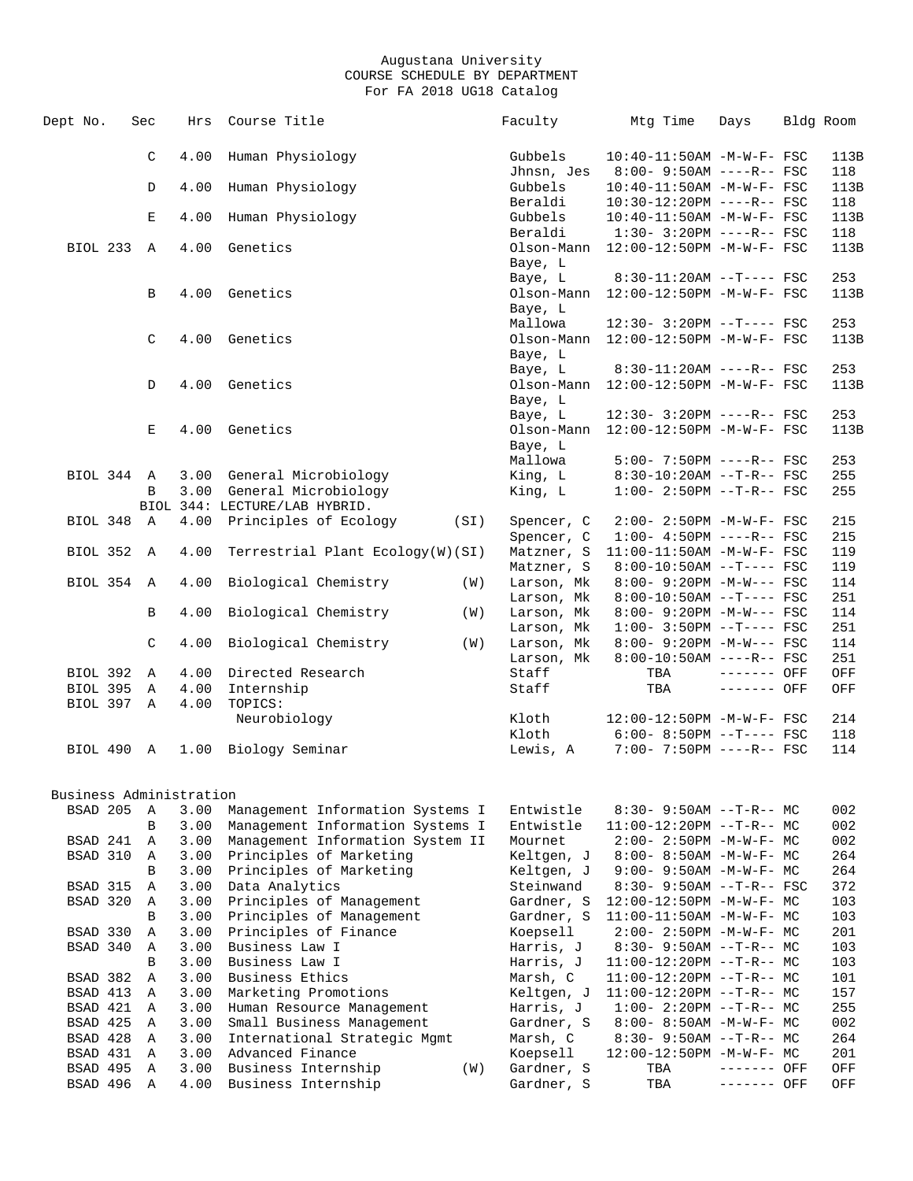Augustana University
COURSE SCHEDULE BY DEPARTMENT
For FA 2018 UG18 Catalog

| Dept No. | Sec | Hrs | Course Title | Faculty | Mtg Time | Days | Bldg | Room |
|---|---|---|---|---|---|---|---|---|
| | C | 4.00 | Human Physiology | Gubbels | 10:40-11:50AM | -M-W-F- | FSC | 113B |
| | | | | Jhnsn, Jes | 8:00- 9:50AM | ----R-- | FSC | 118 |
| | D | 4.00 | Human Physiology | Gubbels | 10:40-11:50AM | -M-W-F- | FSC | 113B |
| | | | | Beraldi | 10:30-12:20PM | ----R-- | FSC | 118 |
| | E | 4.00 | Human Physiology | Gubbels | 10:40-11:50AM | -M-W-F- | FSC | 113B |
| | | | | Beraldi | 1:30- 3:20PM | ----R-- | FSC | 118 |
| BIOL 233 | A | 4.00 | Genetics | Olson-Mann | 12:00-12:50PM | -M-W-F- | FSC | 113B |
| | | | | Baye, L | | | | |
| | | | | Baye, L | 8:30-11:20AM | --T---- | FSC | 253 |
| | B | 4.00 | Genetics | Olson-Mann | 12:00-12:50PM | -M-W-F- | FSC | 113B |
| | | | | Baye, L | | | | |
| | | | | Mallowa | 12:30- 3:20PM | --T---- | FSC | 253 |
| | C | 4.00 | Genetics | Olson-Mann | 12:00-12:50PM | -M-W-F- | FSC | 113B |
| | | | | Baye, L | | | | |
| | | | | Baye, L | 8:30-11:20AM | ----R-- | FSC | 253 |
| | D | 4.00 | Genetics | Olson-Mann | 12:00-12:50PM | -M-W-F- | FSC | 113B |
| | | | | Baye, L | | | | |
| | | | | Baye, L | 12:30- 3:20PM | ----R-- | FSC | 253 |
| | E | 4.00 | Genetics | Olson-Mann | 12:00-12:50PM | -M-W-F- | FSC | 113B |
| | | | | Baye, L | | | | |
| | | | | Mallowa | 5:00- 7:50PM | ----R-- | FSC | 253 |
| BIOL 344 | A | 3.00 | General Microbiology | King, L | 8:30-10:20AM | --T-R-- | FSC | 255 |
| | B | 3.00 | General Microbiology | King, L | 1:00- 2:50PM | --T-R-- | FSC | 255 |
| | | | BIOL 344: LECTURE/LAB HYBRID. | | | | | |
| BIOL 348 | A | 4.00 | Principles of Ecology (SI) | Spencer, C | 2:00- 2:50PM | -M-W-F- | FSC | 215 |
| | | | | Spencer, C | 1:00- 4:50PM | ----R-- | FSC | 215 |
| BIOL 352 | A | 4.00 | Terrestrial Plant Ecology(W)(SI) | Matzner, S | 11:00-11:50AM | -M-W-F- | FSC | 119 |
| | | | | Matzner, S | 8:00-10:50AM | --T---- | FSC | 119 |
| BIOL 354 | A | 4.00 | Biological Chemistry (W) | Larson, Mk | 8:00- 9:20PM | -M-W--- | FSC | 114 |
| | | | | Larson, Mk | 8:00-10:50AM | --T---- | FSC | 251 |
| | B | 4.00 | Biological Chemistry (W) | Larson, Mk | 8:00- 9:20PM | -M-W--- | FSC | 114 |
| | | | | Larson, Mk | 1:00- 3:50PM | --T---- | FSC | 251 |
| | C | 4.00 | Biological Chemistry (W) | Larson, Mk | 8:00- 9:20PM | -M-W--- | FSC | 114 |
| | | | | Larson, Mk | 8:00-10:50AM | ----R-- | FSC | 251 |
| BIOL 392 | A | 4.00 | Directed Research | Staff | TBA | ------- | OFF | OFF |
| BIOL 395 | A | 4.00 | Internship | Staff | TBA | ------- | OFF | OFF |
| BIOL 397 | A | 4.00 | TOPICS: | | | | | |
| | | | Neurobiology | Kloth | 12:00-12:50PM | -M-W-F- | FSC | 214 |
| | | | | Kloth | 6:00- 8:50PM | --T---- | FSC | 118 |
| BIOL 490 | A | 1.00 | Biology Seminar | Lewis, A | 7:00- 7:50PM | ----R-- | FSC | 114 |

Business Administration

| Dept No. | Sec | Hrs | Course Title | Faculty | Mtg Time | Days | Bldg | Room |
|---|---|---|---|---|---|---|---|---|
| BSAD 205 | A | 3.00 | Management Information Systems I | Entwistle | 8:30- 9:50AM | --T-R-- | MC | 002 |
| | B | 3.00 | Management Information Systems I | Entwistle | 11:00-12:20PM | --T-R-- | MC | 002 |
| BSAD 241 | A | 3.00 | Management Information System II | Mournet | 2:00- 2:50PM | -M-W-F- | MC | 002 |
| BSAD 310 | A | 3.00 | Principles of Marketing | Keltgen, J | 8:00- 8:50AM | -M-W-F- | MC | 264 |
| | B | 3.00 | Principles of Marketing | Keltgen, J | 9:00- 9:50AM | -M-W-F- | MC | 264 |
| BSAD 315 | A | 3.00 | Data Analytics | Steinwand | 8:30- 9:50AM | --T-R-- | FSC | 372 |
| BSAD 320 | A | 3.00 | Principles of Management | Gardner, S | 12:00-12:50PM | -M-W-F- | MC | 103 |
| | B | 3.00 | Principles of Management | Gardner, S | 11:00-11:50AM | -M-W-F- | MC | 103 |
| BSAD 330 | A | 3.00 | Principles of Finance | Koepsell | 2:00- 2:50PM | -M-W-F- | MC | 201 |
| BSAD 340 | A | 3.00 | Business Law I | Harris, J | 8:30- 9:50AM | --T-R-- | MC | 103 |
| | B | 3.00 | Business Law I | Harris, J | 11:00-12:20PM | --T-R-- | MC | 103 |
| BSAD 382 | A | 3.00 | Business Ethics | Marsh, C | 11:00-12:20PM | --T-R-- | MC | 101 |
| BSAD 413 | A | 3.00 | Marketing Promotions | Keltgen, J | 11:00-12:20PM | --T-R-- | MC | 157 |
| BSAD 421 | A | 3.00 | Human Resource Management | Harris, J | 1:00- 2:20PM | --T-R-- | MC | 255 |
| BSAD 425 | A | 3.00 | Small Business Management | Gardner, S | 8:00- 8:50AM | -M-W-F- | MC | 002 |
| BSAD 428 | A | 3.00 | International Strategic Mgmt | Marsh, C | 8:30- 9:50AM | --T-R-- | MC | 264 |
| BSAD 431 | A | 3.00 | Advanced Finance | Koepsell | 12:00-12:50PM | -M-W-F- | MC | 201 |
| BSAD 495 | A | 3.00 | Business Internship (W) | Gardner, S | TBA | ------- | OFF | OFF |
| BSAD 496 | A | 4.00 | Business Internship | Gardner, S | TBA | ------- | OFF | OFF |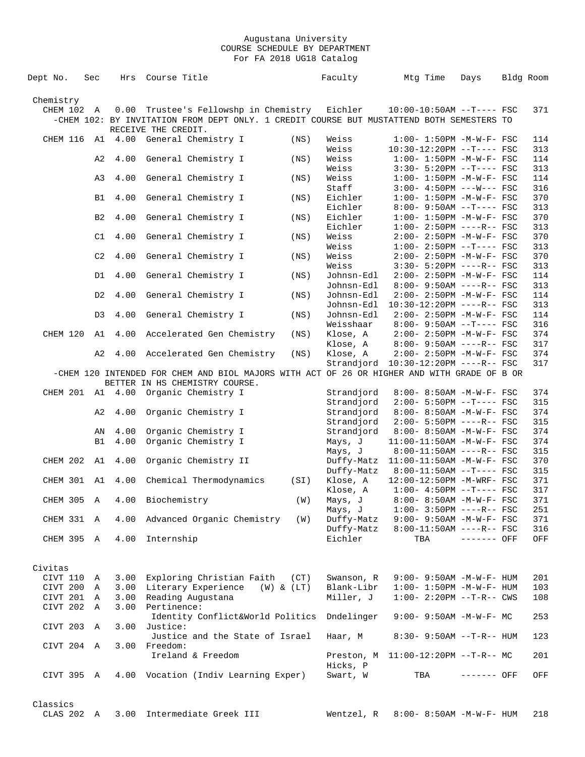Augustana University
COURSE SCHEDULE BY DEPARTMENT
For FA 2018 UG18 Catalog

| Dept No. | Sec | Hrs | Course Title | | Faculty | Mtg Time | Days | Bldg | Room |
|---|---|---|---|---|---|---|---|---|---|
| **Chemistry** | | | | | | | | | |
| CHEM 102 | A | 0.00 | Trustee's Fellowshp in Chemistry | | Eichler | 10:00-10:50AM | --T---- | FSC | 371 |
| -CHEM 102: BY INVITATION FROM DEPT ONLY. 1 CREDIT COURSE BUT MUSTATTEND BOTH SEMESTERS TO RECEIVE THE CREDIT. | | | | | | | | | |
| CHEM 116 | A1 | 4.00 | General Chemistry I | (NS) | Weiss | 1:00- 1:50PM | -M-W-F- | FSC | 114 |
| | | | | | Weiss | 10:30-12:20PM | --T---- | FSC | 313 |
| | A2 | 4.00 | General Chemistry I | (NS) | Weiss | 1:00- 1:50PM | -M-W-F- | FSC | 114 |
| | | | | | Weiss | 3:30- 5:20PM | --T---- | FSC | 313 |
| | A3 | 4.00 | General Chemistry I | (NS) | Weiss | 1:00- 1:50PM | -M-W-F- | FSC | 114 |
| | | | | | Staff | 3:00- 4:50PM | ---W--- | FSC | 316 |
| | B1 | 4.00 | General Chemistry I | (NS) | Eichler | 1:00- 1:50PM | -M-W-F- | FSC | 370 |
| | | | | | Eichler | 8:00- 9:50AM | --T---- | FSC | 313 |
| | B2 | 4.00 | General Chemistry I | (NS) | Eichler | 1:00- 1:50PM | -M-W-F- | FSC | 370 |
| | | | | | Eichler | 1:00- 2:50PM | ----R-- | FSC | 313 |
| | C1 | 4.00 | General Chemistry I | (NS) | Weiss | 2:00- 2:50PM | -M-W-F- | FSC | 370 |
| | | | | | Weiss | 1:00- 2:50PM | --T---- | FSC | 313 |
| | C2 | 4.00 | General Chemistry I | (NS) | Weiss | 2:00- 2:50PM | -M-W-F- | FSC | 370 |
| | | | | | Weiss | 3:30- 5:20PM | ----R-- | FSC | 313 |
| | D1 | 4.00 | General Chemistry I | (NS) | Johnsn-Edl | 2:00- 2:50PM | -M-W-F- | FSC | 114 |
| | | | | | Johnsn-Edl | 8:00- 9:50AM | ----R-- | FSC | 313 |
| | D2 | 4.00 | General Chemistry I | (NS) | Johnsn-Edl | 2:00- 2:50PM | -M-W-F- | FSC | 114 |
| | | | | | Johnsn-Edl | 10:30-12:20PM | ----R-- | FSC | 313 |
| | D3 | 4.00 | General Chemistry I | (NS) | Johnsn-Edl | 2:00- 2:50PM | -M-W-F- | FSC | 114 |
| | | | | | Weisshaar | 8:00- 9:50AM | --T---- | FSC | 316 |
| CHEM 120 | A1 | 4.00 | Accelerated Gen Chemistry | (NS) | Klose, A | 2:00- 2:50PM | -M-W-F- | FSC | 374 |
| | | | | | Klose, A | 8:00- 9:50AM | ----R-- | FSC | 317 |
| | A2 | 4.00 | Accelerated Gen Chemistry | (NS) | Klose, A | 2:00- 2:50PM | -M-W-F- | FSC | 374 |
| | | | | | Strandjord | 10:30-12:20PM | ----R-- | FSC | 317 |
| -CHEM 120 INTENDED FOR CHEM AND BIOL MAJORS WITH ACT OF 26 OR HIGHER AND WITH GRADE OF B OR BETTER IN HS CHEMISTRY COURSE. | | | | | | | | | |
| CHEM 201 | A1 | 4.00 | Organic Chemistry I | | Strandjord | 8:00- 8:50AM | -M-W-F- | FSC | 374 |
| | | | | | Strandjord | 2:00- 5:50PM | --T---- | FSC | 315 |
| | A2 | 4.00 | Organic Chemistry I | | Strandjord | 8:00- 8:50AM | -M-W-F- | FSC | 374 |
| | | | | | Strandjord | 2:00- 5:50PM | ----R-- | FSC | 315 |
| | AN | 4.00 | Organic Chemistry I | | Strandjord | 8:00- 8:50AM | -M-W-F- | FSC | 374 |
| | B1 | 4.00 | Organic Chemistry I | | Mays, J | 11:00-11:50AM | -M-W-F- | FSC | 374 |
| | | | | | Mays, J | 8:00-11:50AM | ----R-- | FSC | 315 |
| CHEM 202 | A1 | 4.00 | Organic Chemistry II | | Duffy-Matz | 11:00-11:50AM | -M-W-F- | FSC | 370 |
| | | | | | Duffy-Matz | 8:00-11:50AM | --T---- | FSC | 315 |
| CHEM 301 | A1 | 4.00 | Chemical Thermodynamics | (SI) | Klose, A | 12:00-12:50PM | -M-WRF- | FSC | 371 |
| | | | | | Klose, A | 1:00- 4:50PM | --T---- | FSC | 317 |
| CHEM 305 | A | 4.00 | Biochemistry | (W) | Mays, J | 8:00- 8:50AM | -M-W-F- | FSC | 371 |
| | | | | | Mays, J | 1:00- 3:50PM | ----R-- | FSC | 251 |
| CHEM 331 | A | 4.00 | Advanced Organic Chemistry | (W) | Duffy-Matz | 9:00- 9:50AM | -M-W-F- | FSC | 371 |
| | | | | | Duffy-Matz | 8:00-11:50AM | ----R-- | FSC | 316 |
| CHEM 395 | A | 4.00 | Internship | | Eichler | TBA | ------- | OFF | OFF |
| **Civitas** | | | | | | | | | |
| CIVT 110 | A | 3.00 | Exploring Christian Faith | (CT) | Swanson, R | 9:00- 9:50AM | -M-W-F- | HUM | 201 |
| CIVT 200 | A | 3.00 | Literary Experience | (W) & (LT) | Blank-Libr | 1:00- 1:50PM | -M-W-F- | HUM | 103 |
| CIVT 201 | A | 3.00 | Reading Augustana | | Miller, J | 1:00- 2:20PM | --T-R-- | CWS | 108 |
| CIVT 202 | A | 3.00 | Pertinence: Identity Conflict&World Politics | | Dndelinger | 9:00- 9:50AM | -M-W-F- | MC | 253 |
| CIVT 203 | A | 3.00 | Justice: Justice and the State of Israel | | Haar, M | 8:30- 9:50AM | --T-R-- | HUM | 123 |
| CIVT 204 | A | 3.00 | Freedom: Ireland & Freedom | | Preston, M; Hicks, P | 11:00-12:20PM | --T-R-- | MC | 201 |
| CIVT 395 | A | 4.00 | Vocation (Indiv Learning Exper) | | Swart, W | TBA | ------- | OFF | OFF |
| **Classics** | | | | | | | | | |
| CLAS 202 | A | 3.00 | Intermediate Greek III | | Wentzel, R | 8:00- 8:50AM | -M-W-F- | HUM | 218 |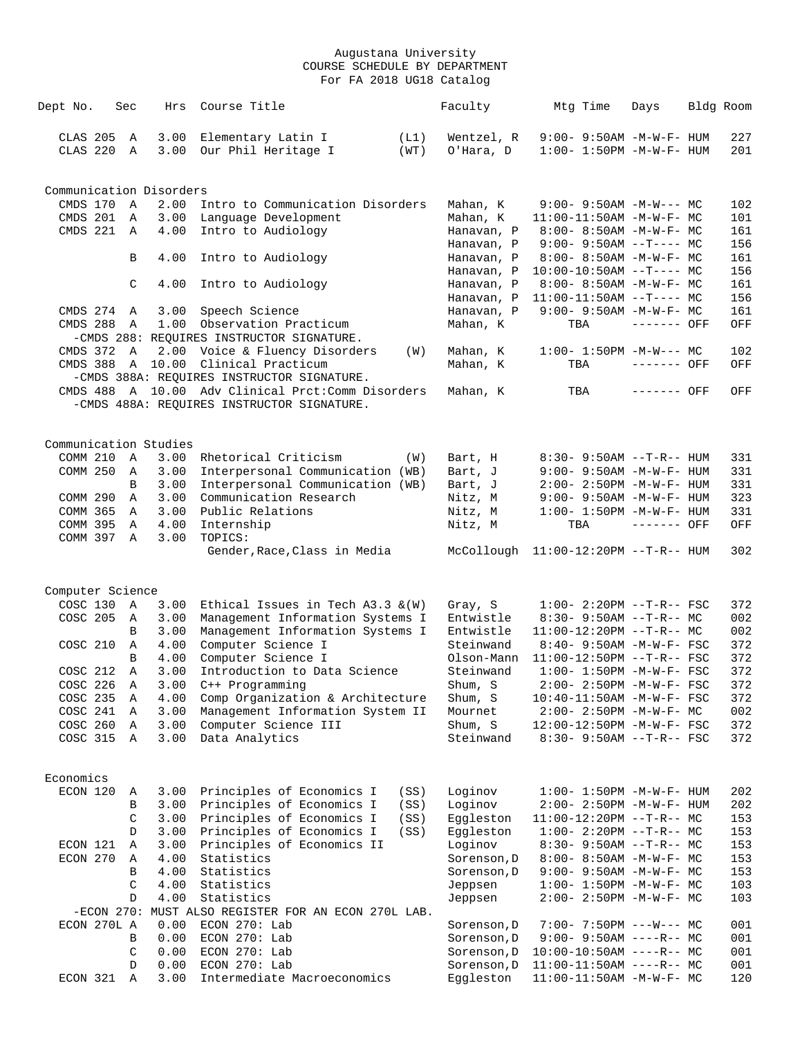Augustana University
COURSE SCHEDULE BY DEPARTMENT
For FA 2018 UG18 Catalog

| Dept No. | Sec | Hrs | Course Title | | Faculty | Mtg Time | Days | Bldg | Room |
|---|---|---|---|---|---|---|---|---|---|
| CLAS 205 | A | 3.00 | Elementary Latin I | (L1) | Wentzel, R | 9:00- 9:50AM | -M-W-F- | HUM | 227 |
| CLAS 220 | A | 3.00 | Our Phil Heritage I | (WT) | O'Hara, D | 1:00- 1:50PM | -M-W-F- | HUM | 201 |

## Communication Disorders

| Dept No. | Sec | Hrs | Course Title | | Faculty | Mtg Time | Days | Bldg | Room |
|---|---|---|---|---|---|---|---|---|---|
| CMDS 170 | A | 2.00 | Intro to Communication Disorders | | Mahan, K | 9:00- 9:50AM | -M-W--- | MC | 102 |
| CMDS 201 | A | 3.00 | Language Development | | Mahan, K | 11:00-11:50AM | -M-W-F- | MC | 101 |
| CMDS 221 | A | 4.00 | Intro to Audiology | | Hanavan, P | 8:00- 8:50AM | -M-W-F- | MC | 161 |
| | | | | | Hanavan, P | 9:00- 9:50AM | --T---- | MC | 156 |
| | B | 4.00 | Intro to Audiology | | Hanavan, P | 8:00- 8:50AM | -M-W-F- | MC | 161 |
| | | | | | Hanavan, P | 10:00-10:50AM | --T---- | MC | 156 |
| | C | 4.00 | Intro to Audiology | | Hanavan, P | 8:00- 8:50AM | -M-W-F- | MC | 161 |
| | | | | | Hanavan, P | 11:00-11:50AM | --T---- | MC | 156 |
| CMDS 274 | A | 3.00 | Speech Science | | Hanavan, P | 9:00- 9:50AM | -M-W-F- | MC | 161 |
| CMDS 288 | A | 1.00 | Observation Practicum | | Mahan, K | TBA | ------- | OFF | OFF |
| -CMDS 288: REQUIRES INSTRUCTOR SIGNATURE. | | | | | | | | | |
| CMDS 372 | A | 2.00 | Voice & Fluency Disorders | (W) | Mahan, K | 1:00- 1:50PM | -M-W--- | MC | 102 |
| CMDS 388 | A | 10.00 | Clinical Practicum | | Mahan, K | TBA | ------- | OFF | OFF |
| -CMDS 388A: REQUIRES INSTRUCTOR SIGNATURE. | | | | | | | | | |
| CMDS 488 | A | 10.00 | Adv Clinical Prct:Comm Disorders | | Mahan, K | TBA | ------- | OFF | OFF |
| -CMDS 488A: REQUIRES INSTRUCTOR SIGNATURE. | | | | | | | | | |

## Communication Studies

| Dept No. | Sec | Hrs | Course Title | | Faculty | Mtg Time | Days | Bldg | Room |
|---|---|---|---|---|---|---|---|---|---|
| COMM 210 | A | 3.00 | Rhetorical Criticism | (W) | Bart, H | 8:30- 9:50AM | --T-R-- | HUM | 331 |
| COMM 250 | A | 3.00 | Interpersonal Communication | (WB) | Bart, J | 9:00- 9:50AM | -M-W-F- | HUM | 331 |
| | B | 3.00 | Interpersonal Communication | (WB) | Bart, J | 2:00- 2:50PM | -M-W-F- | HUM | 331 |
| COMM 290 | A | 3.00 | Communication Research | | Nitz, M | 9:00- 9:50AM | -M-W-F- | HUM | 323 |
| COMM 365 | A | 3.00 | Public Relations | | Nitz, M | 1:00- 1:50PM | -M-W-F- | HUM | 331 |
| COMM 395 | A | 4.00 | Internship | | Nitz, M | TBA | ------- | OFF | OFF |
| COMM 397 | A | 3.00 | TOPICS: Gender,Race,Class in Media | | McCollough | 11:00-12:20PM | --T-R-- | HUM | 302 |

## Computer Science

| Dept No. | Sec | Hrs | Course Title | | Faculty | Mtg Time | Days | Bldg | Room |
|---|---|---|---|---|---|---|---|---|---|
| COSC 130 | A | 3.00 | Ethical Issues in Tech A3.3 &(W) | | Gray, S | 1:00- 2:20PM | --T-R-- | FSC | 372 |
| COSC 205 | A | 3.00 | Management Information Systems I | | Entwistle | 8:30- 9:50AM | --T-R-- | MC | 002 |
| | B | 3.00 | Management Information Systems I | | Entwistle | 11:00-12:20PM | --T-R-- | MC | 002 |
| COSC 210 | A | 4.00 | Computer Science I | | Steinwand | 8:40- 9:50AM | -M-W-F- | FSC | 372 |
| | B | 4.00 | Computer Science I | | Olson-Mann | 11:00-12:50PM | --T-R-- | FSC | 372 |
| COSC 212 | A | 3.00 | Introduction to Data Science | | Steinwand | 1:00- 1:50PM | -M-W-F- | FSC | 372 |
| COSC 226 | A | 3.00 | C++ Programming | | Shum, S | 2:00- 2:50PM | -M-W-F- | FSC | 372 |
| COSC 235 | A | 4.00 | Comp Organization & Architecture | | Shum, S | 10:40-11:50AM | -M-W-F- | FSC | 372 |
| COSC 241 | A | 3.00 | Management Information System II | | Mournet | 2:00- 2:50PM | -M-W-F- | MC | 002 |
| COSC 260 | A | 3.00 | Computer Science III | | Shum, S | 12:00-12:50PM | -M-W-F- | FSC | 372 |
| COSC 315 | A | 3.00 | Data Analytics | | Steinwand | 8:30- 9:50AM | --T-R-- | FSC | 372 |

## Economics

| Dept No. | Sec | Hrs | Course Title | | Faculty | Mtg Time | Days | Bldg | Room |
|---|---|---|---|---|---|---|---|---|---|
| ECON 120 | A | 3.00 | Principles of Economics I | (SS) | Loginov | 1:00- 1:50PM | -M-W-F- | HUM | 202 |
| | B | 3.00 | Principles of Economics I | (SS) | Loginov | 2:00- 2:50PM | -M-W-F- | HUM | 202 |
| | C | 3.00 | Principles of Economics I | (SS) | Eggleston | 11:00-12:20PM | --T-R-- | MC | 153 |
| | D | 3.00 | Principles of Economics I | (SS) | Eggleston | 1:00- 2:20PM | --T-R-- | MC | 153 |
| ECON 121 | A | 3.00 | Principles of Economics II | | Loginov | 8:30- 9:50AM | --T-R-- | MC | 153 |
| ECON 270 | A | 4.00 | Statistics | | Sorenson,D | 8:00- 8:50AM | -M-W-F- | MC | 153 |
| | B | 4.00 | Statistics | | Sorenson,D | 9:00- 9:50AM | -M-W-F- | MC | 153 |
| | C | 4.00 | Statistics | | Jeppsen | 1:00- 1:50PM | -M-W-F- | MC | 103 |
| | D | 4.00 | Statistics | | Jeppsen | 2:00- 2:50PM | -M-W-F- | MC | 103 |
| -ECON 270: MUST ALSO REGISTER FOR AN ECON 270L LAB. | | | | | | | | | |
| ECON 270L | A | 0.00 | ECON 270: Lab | | Sorenson,D | 7:00- 7:50PM | ---W--- | MC | 001 |
| | B | 0.00 | ECON 270: Lab | | Sorenson,D | 9:00- 9:50AM | ----R-- | MC | 001 |
| | C | 0.00 | ECON 270: Lab | | Sorenson,D | 10:00-10:50AM | ----R-- | MC | 001 |
| | D | 0.00 | ECON 270: Lab | | Sorenson,D | 11:00-11:50AM | ----R-- | MC | 001 |
| ECON 321 | A | 3.00 | Intermediate Macroeconomics | | Eggleston | 11:00-11:50AM | -M-W-F- | MC | 120 |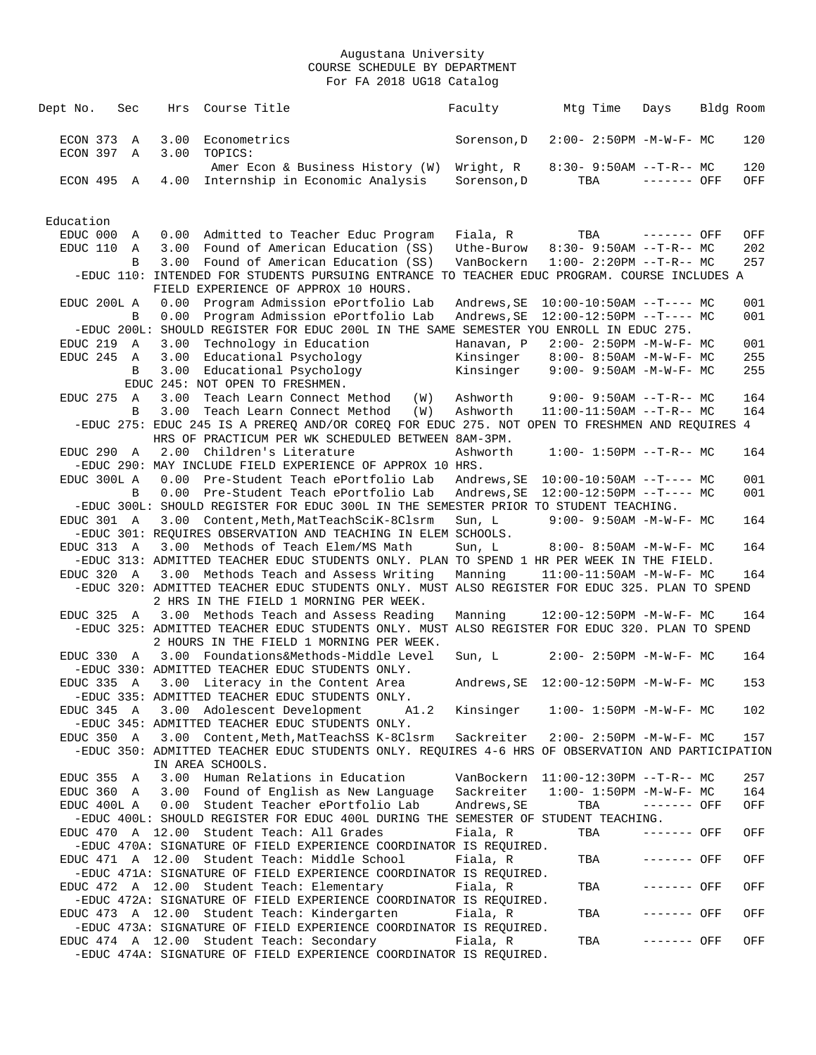Augustana University
COURSE SCHEDULE BY DEPARTMENT
For FA 2018 UG18 Catalog

| Dept No. | Sec | Hrs | Course Title | Faculty | Mtg Time | Days | Bldg | Room |
|---|---|---|---|---|---|---|---|---|
| ECON 373 | A | 3.00 | Econometrics | Sorenson,D | 2:00- 2:50PM | -M-W-F- | MC | 120 |
| ECON 397 | A | 3.00 | TOPICS: | | | | | |
| | | | Amer Econ & Business History (W) | Wright, R | 8:30- 9:50AM | --T-R-- | MC | 120 |
| ECON 495 | A | 4.00 | Internship in Economic Analysis | Sorenson,D | TBA | ------- | OFF | OFF |

Education

| Dept No. | Sec | Hrs | Course Title | Faculty | Mtg Time | Days | Bldg | Room |
|---|---|---|---|---|---|---|---|---|
| EDUC 000 | A | 0.00 | Admitted to Teacher Educ Program | Fiala, R | TBA | ------- | OFF | OFF |
| EDUC 110 | A | 3.00 | Found of American Education (SS) | Uthe-Burow | 8:30- 9:50AM | --T-R-- | MC | 202 |
| | B | 3.00 | Found of American Education (SS) | VanBockern | 1:00- 2:20PM | --T-R-- | MC | 257 |
| -EDUC 110: INTENDED FOR STUDENTS PURSUING ENTRANCE TO TEACHER EDUC PROGRAM. COURSE INCLUDES A FIELD EXPERIENCE OF APPROX 10 HOURS. | | | | | | | | |
| EDUC 200L | A | 0.00 | Program Admission ePortfolio Lab | Andrews,SE | 10:00-10:50AM | --T---- | MC | 001 |
| | B | 0.00 | Program Admission ePortfolio Lab | Andrews,SE | 12:00-12:50PM | --T---- | MC | 001 |
| -EDUC 200L: SHOULD REGISTER FOR EDUC 200L IN THE SAME SEMESTER YOU ENROLL IN EDUC 275. | | | | | | | | |
| EDUC 219 | A | 3.00 | Technology in Education | Hanavan, P | 2:00- 2:50PM | -M-W-F- | MC | 001 |
| EDUC 245 | A | 3.00 | Educational Psychology | Kinsinger | 8:00- 8:50AM | -M-W-F- | MC | 255 |
| | B | 3.00 | Educational Psychology | Kinsinger | 9:00- 9:50AM | -M-W-F- | MC | 255 |
| EDUC 245: NOT OPEN TO FRESHMEN. | | | | | | | | |
| EDUC 275 | A | 3.00 | Teach Learn Connect Method (W) | Ashworth | 9:00- 9:50AM | --T-R-- | MC | 164 |
| | B | 3.00 | Teach Learn Connect Method (W) | Ashworth | 11:00-11:50AM | --T-R-- | MC | 164 |
| -EDUC 275: EDUC 245 IS A PREREQ AND/OR COREQ FOR EDUC 275. NOT OPEN TO FRESHMEN AND REQUIRES 4 HRS OF PRACTICUM PER WK SCHEDULED BETWEEN 8AM-3PM. | | | | | | | | |
| EDUC 290 | A | 2.00 | Children's Literature | Ashworth | 1:00- 1:50PM | --T-R-- | MC | 164 |
| -EDUC 290: MAY INCLUDE FIELD EXPERIENCE OF APPROX 10 HRS. | | | | | | | | |
| EDUC 300L | A | 0.00 | Pre-Student Teach ePortfolio Lab | Andrews,SE | 10:00-10:50AM | --T---- | MC | 001 |
| | B | 0.00 | Pre-Student Teach ePortfolio Lab | Andrews,SE | 12:00-12:50PM | --T---- | MC | 001 |
| -EDUC 300L: SHOULD REGISTER FOR EDUC 300L IN THE SEMESTER PRIOR TO STUDENT TEACHING. | | | | | | | | |
| EDUC 301 | A | 3.00 | Content,Meth,MatTeachSciK-8Clsrm | Sun, L | 9:00- 9:50AM | -M-W-F- | MC | 164 |
| -EDUC 301: REQUIRES OBSERVATION AND TEACHING IN ELEM SCHOOLS. | | | | | | | | |
| EDUC 313 | A | 3.00 | Methods of Teach Elem/MS Math | Sun, L | 8:00- 8:50AM | -M-W-F- | MC | 164 |
| -EDUC 313: ADMITTED TEACHER EDUC STUDENTS ONLY. PLAN TO SPEND 1 HR PER WEEK IN THE FIELD. | | | | | | | | |
| EDUC 320 | A | 3.00 | Methods Teach and Assess Writing | Manning | 11:00-11:50AM | -M-W-F- | MC | 164 |
| -EDUC 320: ADMITTED TEACHER EDUC STUDENTS ONLY. MUST ALSO REGISTER FOR EDUC 325. PLAN TO SPEND 2 HRS IN THE FIELD 1 MORNING PER WEEK. | | | | | | | | |
| EDUC 325 | A | 3.00 | Methods Teach and Assess Reading | Manning | 12:00-12:50PM | -M-W-F- | MC | 164 |
| -EDUC 325: ADMITTED TEACHER EDUC STUDENTS ONLY. MUST ALSO REGISTER FOR EDUC 320. PLAN TO SPEND 2 HOURS IN THE FIELD 1 MORNING PER WEEK. | | | | | | | | |
| EDUC 330 | A | 3.00 | Foundations&Methods-Middle Level | Sun, L | 2:00- 2:50PM | -M-W-F- | MC | 164 |
| -EDUC 330: ADMITTED TEACHER EDUC STUDENTS ONLY. | | | | | | | | |
| EDUC 335 | A | 3.00 | Literacy in the Content Area | Andrews,SE | 12:00-12:50PM | -M-W-F- | MC | 153 |
| -EDUC 335: ADMITTED TEACHER EDUC STUDENTS ONLY. | | | | | | | | |
| EDUC 345 | A | 3.00 | Adolescent Development A1.2 | Kinsinger | 1:00- 1:50PM | -M-W-F- | MC | 102 |
| -EDUC 345: ADMITTED TEACHER EDUC STUDENTS ONLY. | | | | | | | | |
| EDUC 350 | A | 3.00 | Content,Meth,MatTeachSS K-8Clsrm | Sackreiter | 2:00- 2:50PM | -M-W-F- | MC | 157 |
| -EDUC 350: ADMITTED TEACHER EDUC STUDENTS ONLY. REQUIRES 4-6 HRS OF OBSERVATION AND PARTICIPATION IN AREA SCHOOLS. | | | | | | | | |
| EDUC 355 | A | 3.00 | Human Relations in Education | VanBockern | 11:00-12:30PM | --T-R-- | MC | 257 |
| EDUC 360 | A | 3.00 | Found of English as New Language | Sackreiter | 1:00- 1:50PM | -M-W-F- | MC | 164 |
| EDUC 400L | A | 0.00 | Student Teacher ePortfolio Lab | Andrews,SE | TBA | ------- | OFF | OFF |
| -EDUC 400L: SHOULD REGISTER FOR EDUC 400L DURING THE SEMESTER OF STUDENT TEACHING. | | | | | | | | |
| EDUC 470 | A | 12.00 | Student Teach: All Grades | Fiala, R | TBA | ------- | OFF | OFF |
| -EDUC 470A: SIGNATURE OF FIELD EXPERIENCE COORDINATOR IS REQUIRED. | | | | | | | | |
| EDUC 471 | A | 12.00 | Student Teach: Middle School | Fiala, R | TBA | ------- | OFF | OFF |
| -EDUC 471A: SIGNATURE OF FIELD EXPERIENCE COORDINATOR IS REQUIRED. | | | | | | | | |
| EDUC 472 | A | 12.00 | Student Teach: Elementary | Fiala, R | TBA | ------- | OFF | OFF |
| -EDUC 472A: SIGNATURE OF FIELD EXPERIENCE COORDINATOR IS REQUIRED. | | | | | | | | |
| EDUC 473 | A | 12.00 | Student Teach: Kindergarten | Fiala, R | TBA | ------- | OFF | OFF |
| -EDUC 473A: SIGNATURE OF FIELD EXPERIENCE COORDINATOR IS REQUIRED. | | | | | | | | |
| EDUC 474 | A | 12.00 | Student Teach: Secondary | Fiala, R | TBA | ------- | OFF | OFF |
| -EDUC 474A: SIGNATURE OF FIELD EXPERIENCE COORDINATOR IS REQUIRED. | | | | | | | | |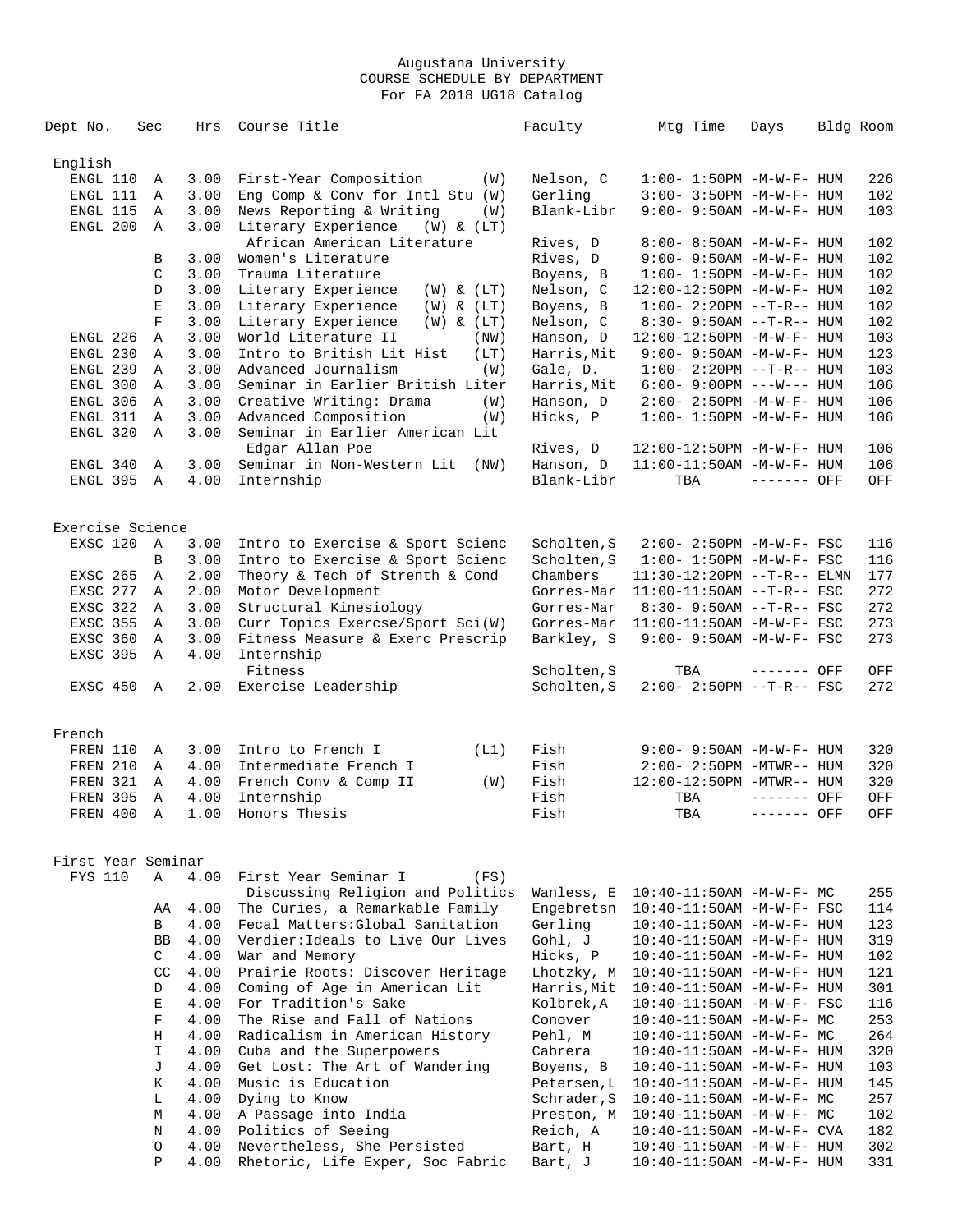Augustana University
COURSE SCHEDULE BY DEPARTMENT
For FA 2018 UG18 Catalog

| Dept No. | Sec | Hrs | Course Title | Faculty | Mtg Time | Days | Bldg | Room |
|---|---|---|---|---|---|---|---|---|
| **English** | | | | | | | | |
| ENGL 110 | A | 3.00 | First-Year Composition (W) | Nelson, C | 1:00- 1:50PM | -M-W-F- | HUM | 226 |
| ENGL 111 | A | 3.00 | Eng Comp & Conv for Intl Stu (W) | Gerling | 3:00- 3:50PM | -M-W-F- | HUM | 102 |
| ENGL 115 | A | 3.00 | News Reporting & Writing (W) | Blank-Libr | 9:00- 9:50AM | -M-W-F- | HUM | 103 |
| ENGL 200 | A | 3.00 | Literary Experience (W) & (LT) | | | | | |
| | | | African American Literature | Rives, D | 8:00- 8:50AM | -M-W-F- | HUM | 102 |
| | B | 3.00 | Women's Literature | Rives, D | 9:00- 9:50AM | -M-W-F- | HUM | 102 |
| | C | 3.00 | Trauma Literature | Boyens, B | 1:00- 1:50PM | -M-W-F- | HUM | 102 |
| | D | 3.00 | Literary Experience (W) & (LT) | Nelson, C | 12:00-12:50PM | -M-W-F- | HUM | 102 |
| | E | 3.00 | Literary Experience (W) & (LT) | Boyens, B | 1:00- 2:20PM | --T-R-- | HUM | 102 |
| | F | 3.00 | Literary Experience (W) & (LT) | Nelson, C | 8:30- 9:50AM | --T-R-- | HUM | 102 |
| ENGL 226 | A | 3.00 | World Literature II (NW) | Hanson, D | 12:00-12:50PM | -M-W-F- | HUM | 103 |
| ENGL 230 | A | 3.00 | Intro to British Lit Hist (LT) | Harris,Mit | 9:00- 9:50AM | -M-W-F- | HUM | 123 |
| ENGL 239 | A | 3.00 | Advanced Journalism (W) | Gale, D. | 1:00- 2:20PM | --T-R-- | HUM | 103 |
| ENGL 300 | A | 3.00 | Seminar in Earlier British Liter | Harris,Mit | 6:00- 9:00PM | ---W--- | HUM | 106 |
| ENGL 306 | A | 3.00 | Creative Writing: Drama (W) | Hanson, D | 2:00- 2:50PM | -M-W-F- | HUM | 106 |
| ENGL 311 | A | 3.00 | Advanced Composition (W) | Hicks, P | 1:00- 1:50PM | -M-W-F- | HUM | 106 |
| ENGL 320 | A | 3.00 | Seminar in Earlier American Lit | | | | | |
| | | | Edgar Allan Poe | Rives, D | 12:00-12:50PM | -M-W-F- | HUM | 106 |
| ENGL 340 | A | 3.00 | Seminar in Non-Western Lit (NW) | Hanson, D | 11:00-11:50AM | -M-W-F- | HUM | 106 |
| ENGL 395 | A | 4.00 | Internship | Blank-Libr | TBA | ------- | OFF | OFF |
| **Exercise Science** | | | | | | | | |
| EXSC 120 | A | 3.00 | Intro to Exercise & Sport Scienc | Scholten,S | 2:00- 2:50PM | -M-W-F- | FSC | 116 |
| | B | 3.00 | Intro to Exercise & Sport Scienc | Scholten,S | 1:00- 1:50PM | -M-W-F- | FSC | 116 |
| EXSC 265 | A | 2.00 | Theory & Tech of Strenth & Cond | Chambers | 11:30-12:20PM | --T-R-- | ELMN | 177 |
| EXSC 277 | A | 2.00 | Motor Development | Gorres-Mar | 11:00-11:50AM | --T-R-- | FSC | 272 |
| EXSC 322 | A | 3.00 | Structural Kinesiology | Gorres-Mar | 8:30- 9:50AM | --T-R-- | FSC | 272 |
| EXSC 355 | A | 3.00 | Curr Topics Exercse/Sport Sci(W) | Gorres-Mar | 11:00-11:50AM | -M-W-F- | FSC | 273 |
| EXSC 360 | A | 3.00 | Fitness Measure & Exerc Prescrip | Barkley, S | 9:00- 9:50AM | -M-W-F- | FSC | 273 |
| EXSC 395 | A | 4.00 | Internship | | | | | |
| | | | Fitness | Scholten,S | TBA | ------- | OFF | OFF |
| EXSC 450 | A | 2.00 | Exercise Leadership | Scholten,S | 2:00- 2:50PM | --T-R-- | FSC | 272 |
| **French** | | | | | | | | |
| FREN 110 | A | 3.00 | Intro to French I (L1) | Fish | 9:00- 9:50AM | -M-W-F- | HUM | 320 |
| FREN 210 | A | 4.00 | Intermediate French I | Fish | 2:00- 2:50PM | -MTWR-- | HUM | 320 |
| FREN 321 | A | 4.00 | French Conv & Comp II (W) | Fish | 12:00-12:50PM | -MTWR-- | HUM | 320 |
| FREN 395 | A | 4.00 | Internship | Fish | TBA | ------- | OFF | OFF |
| FREN 400 | A | 1.00 | Honors Thesis | Fish | TBA | ------- | OFF | OFF |
| **First Year Seminar** | | | | | | | | |
| FYS 110 | A | 4.00 | First Year Seminar I (FS) | | | | | |
| | | | Discussing Religion and Politics | Wanless, E | 10:40-11:50AM | -M-W-F- | MC | 255 |
| | AA | 4.00 | The Curies, a Remarkable Family | Engebretsn | 10:40-11:50AM | -M-W-F- | FSC | 114 |
| | B | 4.00 | Fecal Matters:Global Sanitation | Gerling | 10:40-11:50AM | -M-W-F- | HUM | 123 |
| | BB | 4.00 | Verdier:Ideals to Live Our Lives | Gohl, J | 10:40-11:50AM | -M-W-F- | HUM | 319 |
| | C | 4.00 | War and Memory | Hicks, P | 10:40-11:50AM | -M-W-F- | HUM | 102 |
| | CC | 4.00 | Prairie Roots: Discover Heritage | Lhotzky, M | 10:40-11:50AM | -M-W-F- | HUM | 121 |
| | D | 4.00 | Coming of Age in American Lit | Harris,Mit | 10:40-11:50AM | -M-W-F- | HUM | 301 |
| | E | 4.00 | For Tradition's Sake | Kolbrek,A | 10:40-11:50AM | -M-W-F- | FSC | 116 |
| | F | 4.00 | The Rise and Fall of Nations | Conover | 10:40-11:50AM | -M-W-F- | MC | 253 |
| | H | 4.00 | Radicalism in American History | Pehl, M | 10:40-11:50AM | -M-W-F- | MC | 264 |
| | I | 4.00 | Cuba and the Superpowers | Cabrera | 10:40-11:50AM | -M-W-F- | HUM | 320 |
| | J | 4.00 | Get Lost: The Art of Wandering | Boyens, B | 10:40-11:50AM | -M-W-F- | HUM | 103 |
| | K | 4.00 | Music is Education | Petersen,L | 10:40-11:50AM | -M-W-F- | HUM | 145 |
| | L | 4.00 | Dying to Know | Schrader,S | 10:40-11:50AM | -M-W-F- | MC | 257 |
| | M | 4.00 | A Passage into India | Preston, M | 10:40-11:50AM | -M-W-F- | MC | 102 |
| | N | 4.00 | Politics of Seeing | Reich, A | 10:40-11:50AM | -M-W-F- | CVA | 182 |
| | O | 4.00 | Nevertheless, She Persisted | Bart, H | 10:40-11:50AM | -M-W-F- | HUM | 302 |
| | P | 4.00 | Rhetoric, Life Exper, Soc Fabric | Bart, J | 10:40-11:50AM | -M-W-F- | HUM | 331 |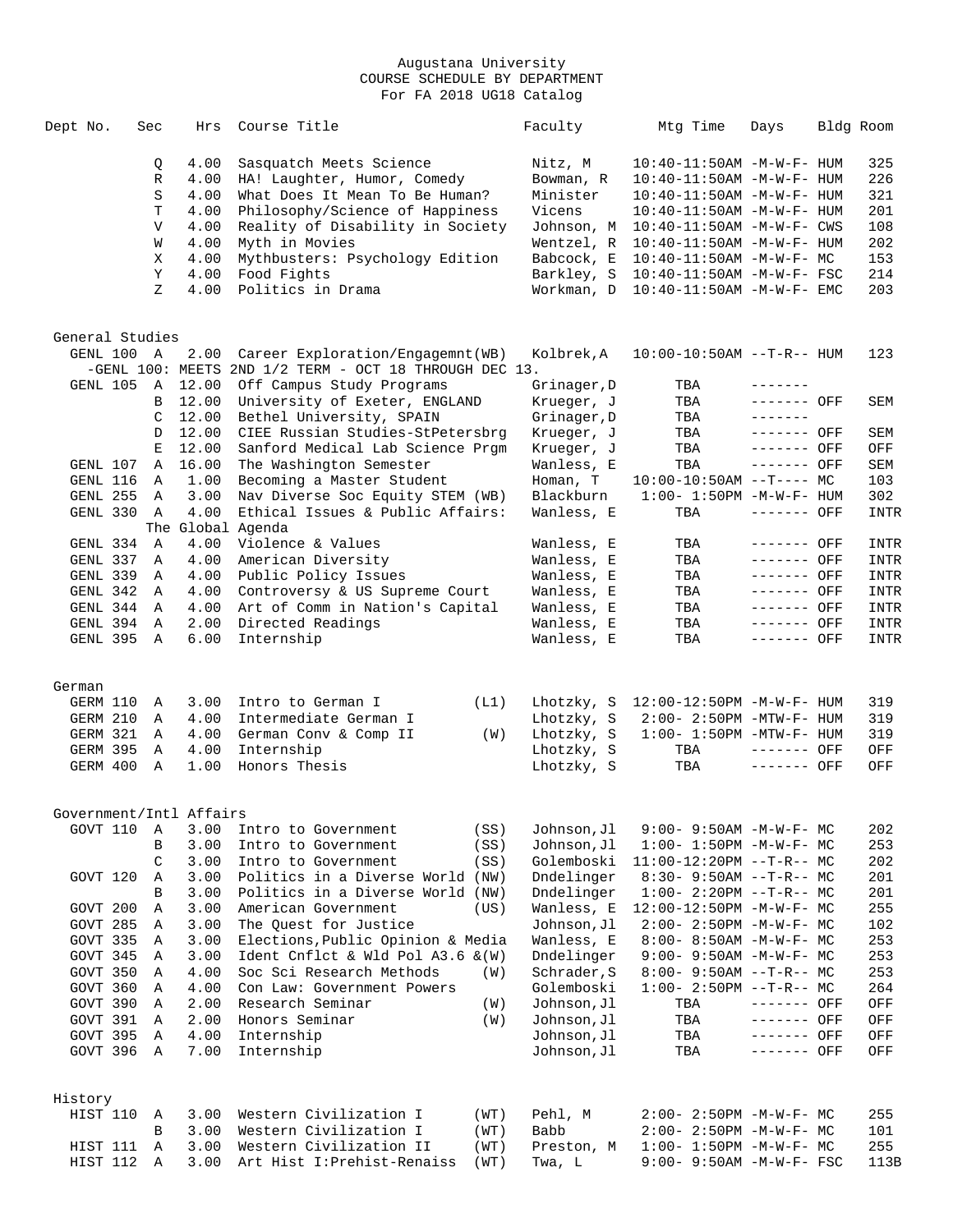Augustana University
COURSE SCHEDULE BY DEPARTMENT
For FA 2018 UG18 Catalog

| Dept No. | Sec | Hrs | Course Title | | Faculty | Mtg Time | Days | Bldg | Room |
|---|---|---|---|---|---|---|---|---|---|
| | Q | 4.00 | Sasquatch Meets Science | | Nitz, M | 10:40-11:50AM | -M-W-F- | HUM | 325 |
| | R | 4.00 | HA! Laughter, Humor, Comedy | | Bowman, R | 10:40-11:50AM | -M-W-F- | HUM | 226 |
| | S | 4.00 | What Does It Mean To Be Human? | | Minister | 10:40-11:50AM | -M-W-F- | HUM | 321 |
| | T | 4.00 | Philosophy/Science of Happiness | | Vicens | 10:40-11:50AM | -M-W-F- | HUM | 201 |
| | V | 4.00 | Reality of Disability in Society | | Johnson, M | 10:40-11:50AM | -M-W-F- | CWS | 108 |
| | W | 4.00 | Myth in Movies | | Wentzel, R | 10:40-11:50AM | -M-W-F- | HUM | 202 |
| | X | 4.00 | Mythbusters: Psychology Edition | | Babcock, E | 10:40-11:50AM | -M-W-F- | MC | 153 |
| | Y | 4.00 | Food Fights | | Barkley, S | 10:40-11:50AM | -M-W-F- | FSC | 214 |
| | Z | 4.00 | Politics in Drama | | Workman, D | 10:40-11:50AM | -M-W-F- | EMC | 203 |

## General Studies

| Dept No. | Sec | Hrs | Course Title | | Faculty | Mtg Time | Days | Bldg | Room |
|---|---|---|---|---|---|---|---|---|---|
| GENL 100 | A | 2.00 | Career Exploration/Engagemnt(WB) | | Kolbrek,A | 10:00-10:50AM | --T-R-- | HUM | 123 |
| -GENL 100: MEETS 2ND 1/2 TERM - OCT 18 THROUGH DEC 13. | | | | | | | | | |
| GENL 105 | A | 12.00 | Off Campus Study Programs | | Grinager,D | TBA | ------- | | |
| | B | 12.00 | University of Exeter, ENGLAND | | Krueger, J | TBA | ------- | OFF | SEM |
| | C | 12.00 | Bethel University, SPAIN | | Grinager,D | TBA | ------- | | |
| | D | 12.00 | CIEE Russian Studies-StPetersbrg | | Krueger, J | TBA | ------- | OFF | SEM |
| | E | 12.00 | Sanford Medical Lab Science Prgm | | Krueger, J | TBA | ------- | OFF | OFF |
| GENL 107 | A | 16.00 | The Washington Semester | | Wanless, E | TBA | ------- | OFF | SEM |
| GENL 116 | A | 1.00 | Becoming a Master Student | | Homan, T | 10:00-10:50AM | --T---- | MC | 103 |
| GENL 255 | A | 3.00 | Nav Diverse Soc Equity STEM (WB) | | Blackburn | 1:00- 1:50PM | -M-W-F- | HUM | 302 |
| GENL 330 | A | 4.00 | Ethical Issues & Public Affairs: The Global Agenda | | Wanless, E | TBA | ------- | OFF | INTR |
| GENL 334 | A | 4.00 | Violence & Values | | Wanless, E | TBA | ------- | OFF | INTR |
| GENL 337 | A | 4.00 | American Diversity | | Wanless, E | TBA | ------- | OFF | INTR |
| GENL 339 | A | 4.00 | Public Policy Issues | | Wanless, E | TBA | ------- | OFF | INTR |
| GENL 342 | A | 4.00 | Controversy & US Supreme Court | | Wanless, E | TBA | ------- | OFF | INTR |
| GENL 344 | A | 4.00 | Art of Comm in Nation's Capital | | Wanless, E | TBA | ------- | OFF | INTR |
| GENL 394 | A | 2.00 | Directed Readings | | Wanless, E | TBA | ------- | OFF | INTR |
| GENL 395 | A | 6.00 | Internship | | Wanless, E | TBA | ------- | OFF | INTR |

## German

| Dept No. | Sec | Hrs | Course Title | | Faculty | Mtg Time | Days | Bldg | Room |
|---|---|---|---|---|---|---|---|---|---|
| GERM 110 | A | 3.00 | Intro to German I | (L1) | Lhotzky, S | 12:00-12:50PM | -M-W-F- | HUM | 319 |
| GERM 210 | A | 4.00 | Intermediate German I | | Lhotzky, S | 2:00- 2:50PM | -MTW-F- | HUM | 319 |
| GERM 321 | A | 4.00 | German Conv & Comp II | (W) | Lhotzky, S | 1:00- 1:50PM | -MTW-F- | HUM | 319 |
| GERM 395 | A | 4.00 | Internship | | Lhotzky, S | TBA | ------- | OFF | OFF |
| GERM 400 | A | 1.00 | Honors Thesis | | Lhotzky, S | TBA | ------- | OFF | OFF |

## Government/Intl Affairs

| Dept No. | Sec | Hrs | Course Title | | Faculty | Mtg Time | Days | Bldg | Room |
|---|---|---|---|---|---|---|---|---|---|
| GOVT 110 | A | 3.00 | Intro to Government | (SS) | Johnson,Jl | 9:00- 9:50AM | -M-W-F- | MC | 202 |
| | B | 3.00 | Intro to Government | (SS) | Johnson,Jl | 1:00- 1:50PM | -M-W-F- | MC | 253 |
| | C | 3.00 | Intro to Government | (SS) | Golemboski | 11:00-12:20PM | --T-R-- | MC | 202 |
| GOVT 120 | A | 3.00 | Politics in a Diverse World | (NW) | Dndelinger | 8:30- 9:50AM | --T-R-- | MC | 201 |
| | B | 3.00 | Politics in a Diverse World | (NW) | Dndelinger | 1:00- 2:20PM | --T-R-- | MC | 201 |
| GOVT 200 | A | 3.00 | American Government | (US) | Wanless, E | 12:00-12:50PM | -M-W-F- | MC | 255 |
| GOVT 285 | A | 3.00 | The Quest for Justice | | Johnson,Jl | 2:00- 2:50PM | -M-W-F- | MC | 102 |
| GOVT 335 | A | 3.00 | Elections,Public Opinion & Media | | Wanless, E | 8:00- 8:50AM | -M-W-F- | MC | 253 |
| GOVT 345 | A | 3.00 | Ident Cnflct & Wld Pol A3.6 & | (W) | Dndelinger | 9:00- 9:50AM | -M-W-F- | MC | 253 |
| GOVT 350 | A | 4.00 | Soc Sci Research Methods | (W) | Schrader,S | 8:00- 9:50AM | --T-R-- | MC | 253 |
| GOVT 360 | A | 4.00 | Con Law: Government Powers | | Golemboski | 1:00- 2:50PM | --T-R-- | MC | 264 |
| GOVT 390 | A | 2.00 | Research Seminar | (W) | Johnson,Jl | TBA | ------- | OFF | OFF |
| GOVT 391 | A | 2.00 | Honors Seminar | (W) | Johnson,Jl | TBA | ------- | OFF | OFF |
| GOVT 395 | A | 4.00 | Internship | | Johnson,Jl | TBA | ------- | OFF | OFF |
| GOVT 396 | A | 7.00 | Internship | | Johnson,Jl | TBA | ------- | OFF | OFF |

## History

| Dept No. | Sec | Hrs | Course Title | | Faculty | Mtg Time | Days | Bldg | Room |
|---|---|---|---|---|---|---|---|---|---|
| HIST 110 | A | 3.00 | Western Civilization I | (WT) | Pehl, M | 2:00- 2:50PM | -M-W-F- | MC | 255 |
| | B | 3.00 | Western Civilization I | (WT) | Babb | 2:00- 2:50PM | -M-W-F- | MC | 101 |
| HIST 111 | A | 3.00 | Western Civilization II | (WT) | Preston, M | 1:00- 1:50PM | -M-W-F- | MC | 255 |
| HIST 112 | A | 3.00 | Art Hist I:Prehist-Renaiss | (WT) | Twa, L | 9:00- 9:50AM | -M-W-F- | FSC | 113B |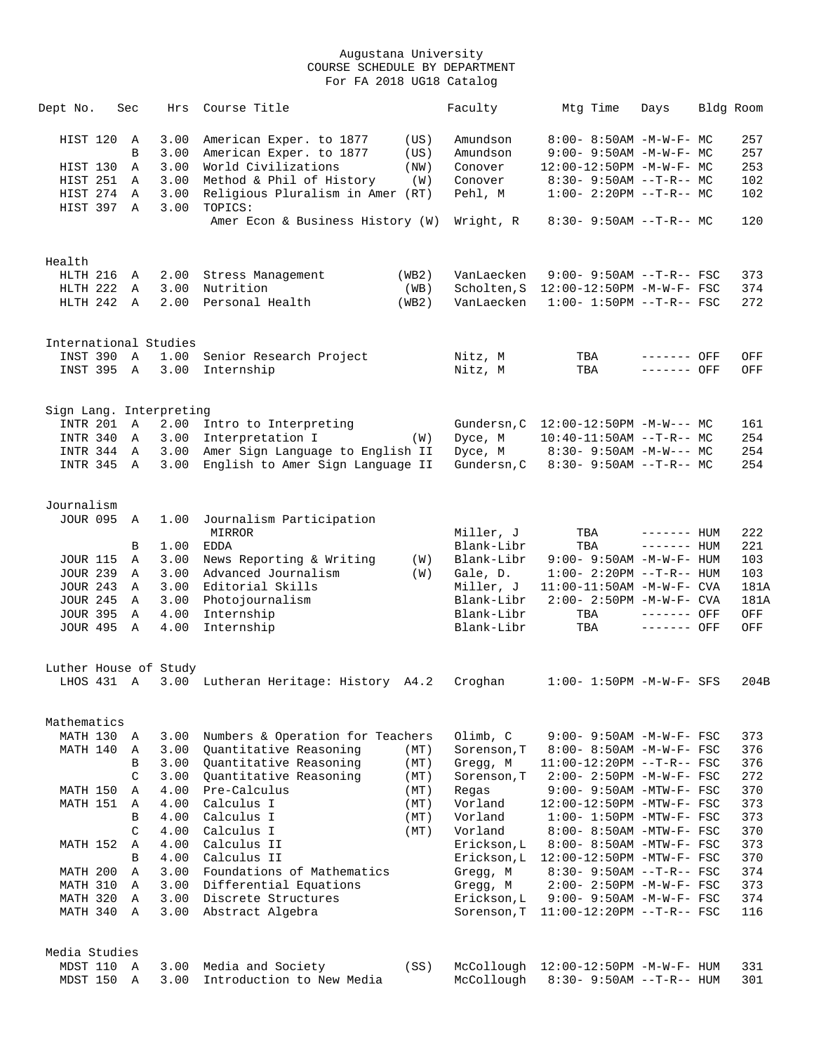Augustana University
COURSE SCHEDULE BY DEPARTMENT
For FA 2018 UG18 Catalog

| Dept No. | Sec | Hrs | Course Title | | Faculty | Mtg Time | Days | Bldg | Room |
|---|---|---|---|---|---|---|---|---|---|
| HIST 120 | A | 3.00 | American Exper. to 1877 | (US) | Amundson | 8:00- 8:50AM | -M-W-F- | MC | 257 |
| | B | 3.00 | American Exper. to 1877 | (US) | Amundson | 9:00- 9:50AM | -M-W-F- | MC | 257 |
| HIST 130 | A | 3.00 | World Civilizations | (NW) | Conover | 12:00-12:50PM | -M-W-F- | MC | 253 |
| HIST 251 | A | 3.00 | Method & Phil of History | (W) | Conover | 8:30- 9:50AM | --T-R-- | MC | 102 |
| HIST 274 | A | 3.00 | Religious Pluralism in Amer | (RT) | Pehl, M | 1:00- 2:20PM | --T-R-- | MC | 102 |
| HIST 397 | A | 3.00 | TOPICS: | | | | | | |
| | | | Amer Econ & Business History | (W) | Wright, R | 8:30- 9:50AM | --T-R-- | MC | 120 |
| **Health** | | | | | | | | | |
| HLTH 216 | A | 2.00 | Stress Management | (WB2) | VanLaecken | 9:00- 9:50AM | --T-R-- | FSC | 373 |
| HLTH 222 | A | 3.00 | Nutrition | (WB) | Scholten,S | 12:00-12:50PM | -M-W-F- | FSC | 374 |
| HLTH 242 | A | 2.00 | Personal Health | (WB2) | VanLaecken | 1:00- 1:50PM | --T-R-- | FSC | 272 |
| **International Studies** | | | | | | | | | |
| INST 390 | A | 1.00 | Senior Research Project | | Nitz, M | TBA | ------- | OFF | OFF |
| INST 395 | A | 3.00 | Internship | | Nitz, M | TBA | ------- | OFF | OFF |
| **Sign Lang. Interpreting** | | | | | | | | | |
| INTR 201 | A | 2.00 | Intro to Interpreting | | Gundersn,C | 12:00-12:50PM | -M-W--- | MC | 161 |
| INTR 340 | A | 3.00 | Interpretation I | (W) | Dyce, M | 10:40-11:50AM | --T-R-- | MC | 254 |
| INTR 344 | A | 3.00 | Amer Sign Language to English II | | Dyce, M | 8:30- 9:50AM | -M-W--- | MC | 254 |
| INTR 345 | A | 3.00 | English to Amer Sign Language II | | Gundersn,C | 8:30- 9:50AM | --T-R-- | MC | 254 |
| **Journalism** | | | | | | | | | |
| JOUR 095 | A | 1.00 | Journalism Participation | | | | | | |
| | | | MIRROR | | Miller, J | TBA | ------- | HUM | 222 |
| | B | 1.00 | EDDA | | Blank-Libr | TBA | ------- | HUM | 221 |
| JOUR 115 | A | 3.00 | News Reporting & Writing | (W) | Blank-Libr | 9:00- 9:50AM | -M-W-F- | HUM | 103 |
| JOUR 239 | A | 3.00 | Advanced Journalism | (W) | Gale, D. | 1:00- 2:20PM | --T-R-- | HUM | 103 |
| JOUR 243 | A | 3.00 | Editorial Skills | | Miller, J | 11:00-11:50AM | -M-W-F- | CVA | 181A |
| JOUR 245 | A | 3.00 | Photojournalism | | Blank-Libr | 2:00- 2:50PM | -M-W-F- | CVA | 181A |
| JOUR 395 | A | 4.00 | Internship | | Blank-Libr | TBA | ------- | OFF | OFF |
| JOUR 495 | A | 4.00 | Internship | | Blank-Libr | TBA | ------- | OFF | OFF |
| **Luther House of Study** | | | | | | | | | |
| LHOS 431 | A | 3.00 | Lutheran Heritage: History | A4.2 | Croghan | 1:00- 1:50PM | -M-W-F- | SFS | 204B |
| **Mathematics** | | | | | | | | | |
| MATH 130 | A | 3.00 | Numbers & Operation for Teachers | | Olimb, C | 9:00- 9:50AM | -M-W-F- | FSC | 373 |
| MATH 140 | A | 3.00 | Quantitative Reasoning | (MT) | Sorenson,T | 8:00- 8:50AM | -M-W-F- | FSC | 376 |
| | B | 3.00 | Quantitative Reasoning | (MT) | Gregg, M | 11:00-12:20PM | --T-R-- | FSC | 376 |
| | C | 3.00 | Quantitative Reasoning | (MT) | Sorenson,T | 2:00- 2:50PM | -M-W-F- | FSC | 272 |
| MATH 150 | A | 4.00 | Pre-Calculus | (MT) | Regas | 9:00- 9:50AM | -MTW-F- | FSC | 370 |
| MATH 151 | A | 4.00 | Calculus I | (MT) | Vorland | 12:00-12:50PM | -MTW-F- | FSC | 373 |
| | B | 4.00 | Calculus I | (MT) | Vorland | 1:00- 1:50PM | -MTW-F- | FSC | 373 |
| | C | 4.00 | Calculus I | (MT) | Vorland | 8:00- 8:50AM | -MTW-F- | FSC | 370 |
| MATH 152 | A | 4.00 | Calculus II | | Erickson,L | 8:00- 8:50AM | -MTW-F- | FSC | 373 |
| | B | 4.00 | Calculus II | | Erickson,L | 12:00-12:50PM | -MTW-F- | FSC | 370 |
| MATH 200 | A | 3.00 | Foundations of Mathematics | | Gregg, M | 8:30- 9:50AM | --T-R-- | FSC | 374 |
| MATH 310 | A | 3.00 | Differential Equations | | Gregg, M | 2:00- 2:50PM | -M-W-F- | FSC | 373 |
| MATH 320 | A | 3.00 | Discrete Structures | | Erickson,L | 9:00- 9:50AM | -M-W-F- | FSC | 374 |
| MATH 340 | A | 3.00 | Abstract Algebra | | Sorenson,T | 11:00-12:20PM | --T-R-- | FSC | 116 |
| **Media Studies** | | | | | | | | | |
| MDST 110 | A | 3.00 | Media and Society | (SS) | McCollough | 12:00-12:50PM | -M-W-F- | HUM | 331 |
| MDST 150 | A | 3.00 | Introduction to New Media | | McCollough | 8:30- 9:50AM | --T-R-- | HUM | 301 |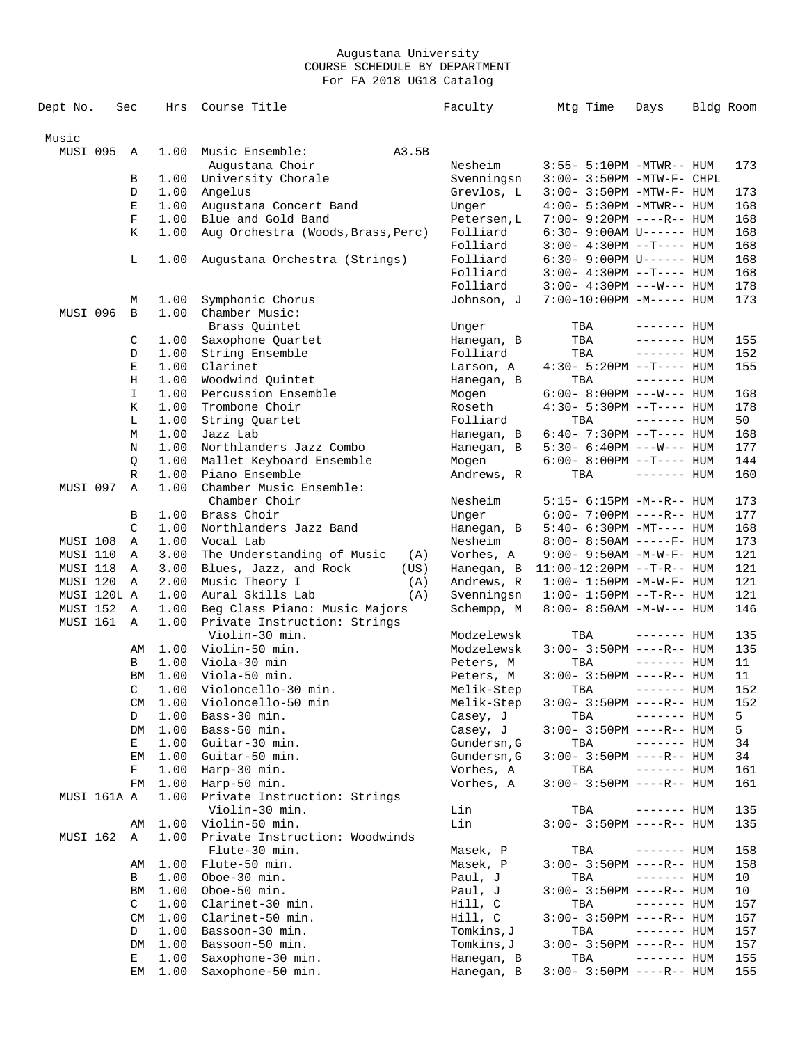Augustana University
COURSE SCHEDULE BY DEPARTMENT
For FA 2018 UG18 Catalog

| Dept No. | Sec | Hrs | Course Title | Faculty | Mtg Time | Days | Bldg | Room |
|---|---|---|---|---|---|---|---|---|
| **Music** | | | | | | | | |
| MUSI 095 | A | 1.00 | Music Ensemble: A3.5B | | | | | |
| | | | Augustana Choir | Nesheim | 3:55- 5:10PM | -MTWR-- | HUM | 173 |
| | B | 1.00 | University Chorale | Svenningsn | 3:00- 3:50PM | -MTW-F- | CHPL | |
| | D | 1.00 | Angelus | Grevlos, L | 3:00- 3:50PM | -MTW-F- | HUM | 173 |
| | E | 1.00 | Augustana Concert Band | Unger | 4:00- 5:30PM | -MTWR-- | HUM | 168 |
| | F | 1.00 | Blue and Gold Band | Petersen,L | 7:00- 9:20PM | ----R-- | HUM | 168 |
| | K | 1.00 | Aug Orchestra (Woods,Brass,Perc) | Folliard | 6:30- 9:00AM | U------ | HUM | 168 |
| | | | | Folliard | 3:00- 4:30PM | --T---- | HUM | 168 |
| | L | 1.00 | Augustana Orchestra (Strings) | Folliard | 6:30- 9:00PM | U------ | HUM | 168 |
| | | | | Folliard | 3:00- 4:30PM | --T---- | HUM | 168 |
| | | | | Folliard | 3:00- 4:30PM | ---W--- | HUM | 178 |
| | M | 1.00 | Symphonic Chorus | Johnson, J | 7:00-10:00PM | -M----- | HUM | 173 |
| MUSI 096 | B | 1.00 | Chamber Music: | | | | | |
| | | | Brass Quintet | Unger | TBA | ------- | HUM | |
| | C | 1.00 | Saxophone Quartet | Hanegan, B | TBA | ------- | HUM | 155 |
| | D | 1.00 | String Ensemble | Folliard | TBA | ------- | HUM | 152 |
| | E | 1.00 | Clarinet | Larson, A | 4:30- 5:20PM | --T---- | HUM | 155 |
| | H | 1.00 | Woodwind Quintet | Hanegan, B | TBA | ------- | HUM | |
| | I | 1.00 | Percussion Ensemble | Mogen | 6:00- 8:00PM | ---W--- | HUM | 168 |
| | K | 1.00 | Trombone Choir | Roseth | 4:30- 5:30PM | --T---- | HUM | 178 |
| | L | 1.00 | String Quartet | Folliard | TBA | ------- | HUM | 50 |
| | M | 1.00 | Jazz Lab | Hanegan, B | 6:40- 7:30PM | --T---- | HUM | 168 |
| | N | 1.00 | Northlanders Jazz Combo | Hanegan, B | 5:30- 6:40PM | ---W--- | HUM | 177 |
| | Q | 1.00 | Mallet Keyboard Ensemble | Mogen | 6:00- 8:00PM | --T---- | HUM | 144 |
| | R | 1.00 | Piano Ensemble | Andrews, R | TBA | ------- | HUM | 160 |
| MUSI 097 | A | 1.00 | Chamber Music Ensemble: | | | | | |
| | | | Chamber Choir | Nesheim | 5:15- 6:15PM | -M--R-- | HUM | 173 |
| | B | 1.00 | Brass Choir | Unger | 6:00- 7:00PM | ----R-- | HUM | 177 |
| | C | 1.00 | Northlanders Jazz Band | Hanegan, B | 5:40- 6:30PM | -MT---- | HUM | 168 |
| MUSI 108 | A | 1.00 | Vocal Lab | Nesheim | 8:00- 8:50AM | -----F- | HUM | 173 |
| MUSI 110 | A | 3.00 | The Understanding of Music (A) | Vorhes, A | 9:00- 9:50AM | -M-W-F- | HUM | 121 |
| MUSI 118 | A | 3.00 | Blues, Jazz, and Rock (US) | Hanegan, B | 11:00-12:20PM | --T-R-- | HUM | 121 |
| MUSI 120 | A | 2.00 | Music Theory I (A) | Andrews, R | 1:00- 1:50PM | -M-W-F- | HUM | 121 |
| MUSI 120L | A | 1.00 | Aural Skills Lab (A) | Svenningsn | 1:00- 1:50PM | --T-R-- | HUM | 121 |
| MUSI 152 | A | 1.00 | Beg Class Piano: Music Majors | Schempp, M | 8:00- 8:50AM | -M-W--- | HUM | 146 |
| MUSI 161 | A | 1.00 | Private Instruction: Strings | | | | | |
| | | | Violin-30 min. | Modzelewsk | TBA | ------- | HUM | 135 |
| | AM | 1.00 | Violin-50 min. | Modzelewsk | 3:00- 3:50PM | ----R-- | HUM | 135 |
| | B | 1.00 | Viola-30 min | Peters, M | TBA | ------- | HUM | 11 |
| | BM | 1.00 | Viola-50 min. | Peters, M | 3:00- 3:50PM | ----R-- | HUM | 11 |
| | C | 1.00 | Violoncello-30 min. | Melik-Step | TBA | ------- | HUM | 152 |
| | CM | 1.00 | Violoncello-50 min | Melik-Step | 3:00- 3:50PM | ----R-- | HUM | 152 |
| | D | 1.00 | Bass-30 min. | Casey, J | TBA | ------- | HUM | 5 |
| | DM | 1.00 | Bass-50 min. | Casey, J | 3:00- 3:50PM | ----R-- | HUM | 5 |
| | E | 1.00 | Guitar-30 min. | Gundersn,G | TBA | ------- | HUM | 34 |
| | EM | 1.00 | Guitar-50 min. | Gundersn,G | 3:00- 3:50PM | ----R-- | HUM | 34 |
| | F | 1.00 | Harp-30 min. | Vorhes, A | TBA | ------- | HUM | 161 |
| | FM | 1.00 | Harp-50 min. | Vorhes, A | 3:00- 3:50PM | ----R-- | HUM | 161 |
| MUSI 161A | A | 1.00 | Private Instruction: Strings | | | | | |
| | | | Violin-30 min. | Lin | TBA | ------- | HUM | 135 |
| | AM | 1.00 | Violin-50 min. | Lin | 3:00- 3:50PM | ----R-- | HUM | 135 |
| MUSI 162 | A | 1.00 | Private Instruction: Woodwinds | | | | | |
| | | | Flute-30 min. | Masek, P | TBA | ------- | HUM | 158 |
| | AM | 1.00 | Flute-50 min. | Masek, P | 3:00- 3:50PM | ----R-- | HUM | 158 |
| | B | 1.00 | Oboe-30 min. | Paul, J | TBA | ------- | HUM | 10 |
| | BM | 1.00 | Oboe-50 min. | Paul, J | 3:00- 3:50PM | ----R-- | HUM | 10 |
| | C | 1.00 | Clarinet-30 min. | Hill, C | TBA | ------- | HUM | 157 |
| | CM | 1.00 | Clarinet-50 min. | Hill, C | 3:00- 3:50PM | ----R-- | HUM | 157 |
| | D | 1.00 | Bassoon-30 min. | Tomkins,J | TBA | ------- | HUM | 157 |
| | DM | 1.00 | Bassoon-50 min. | Tomkins,J | 3:00- 3:50PM | ----R-- | HUM | 157 |
| | E | 1.00 | Saxophone-30 min. | Hanegan, B | TBA | ------- | HUM | 155 |
| | EM | 1.00 | Saxophone-50 min. | Hanegan, B | 3:00- 3:50PM | ----R-- | HUM | 155 |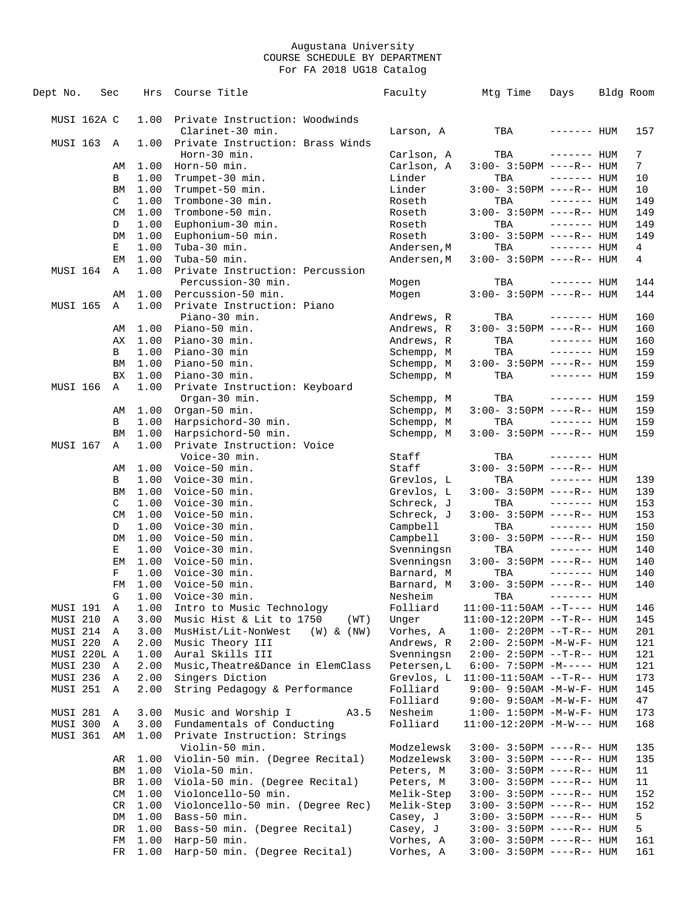# Augustana University
## COURSE SCHEDULE BY DEPARTMENT
### For FA 2018 UG18 Catalog

| Dept No. | Sec | Hrs | Course Title | Faculty | Mtg Time | Days | Bldg | Room |
|---|---|---|---|---|---|---|---|---|
| MUSI 162A | C | 1.00 | Private Instruction: Woodwinds | | | | | |
| | | | Clarinet-30 min. | Larson, A | TBA | ------- | HUM | 157 |
| MUSI 163 | A | 1.00 | Private Instruction: Brass Winds | | | | | |
| | | | Horn-30 min. | Carlson, A | TBA | ------- | HUM | 7 |
| | AM | 1.00 | Horn-50 min. | Carlson, A | 3:00- 3:50PM | ----R-- | HUM | 7 |
| | B | 1.00 | Trumpet-30 min. | Linder | TBA | ------- | HUM | 10 |
| | BM | 1.00 | Trumpet-50 min. | Linder | 3:00- 3:50PM | ----R-- | HUM | 10 |
| | C | 1.00 | Trombone-30 min. | Roseth | TBA | ------- | HUM | 149 |
| | CM | 1.00 | Trombone-50 min. | Roseth | 3:00- 3:50PM | ----R-- | HUM | 149 |
| | D | 1.00 | Euphonium-30 min. | Roseth | TBA | ------- | HUM | 149 |
| | DM | 1.00 | Euphonium-50 min. | Roseth | 3:00- 3:50PM | ----R-- | HUM | 149 |
| | E | 1.00 | Tuba-30 min. | Andersen,M | TBA | ------- | HUM | 4 |
| | EM | 1.00 | Tuba-50 min. | Andersen,M | 3:00- 3:50PM | ----R-- | HUM | 4 |
| MUSI 164 | A | 1.00 | Private Instruction: Percussion | | | | | |
| | | | Percussion-30 min. | Mogen | TBA | ------- | HUM | 144 |
| | AM | 1.00 | Percussion-50 min. | Mogen | 3:00- 3:50PM | ----R-- | HUM | 144 |
| MUSI 165 | A | 1.00 | Private Instruction: Piano | | | | | |
| | | | Piano-30 min. | Andrews, R | TBA | ------- | HUM | 160 |
| | AM | 1.00 | Piano-50 min. | Andrews, R | 3:00- 3:50PM | ----R-- | HUM | 160 |
| | AX | 1.00 | Piano-30 min. | Andrews, R | TBA | ------- | HUM | 160 |
| | B | 1.00 | Piano-30 min | Schempp, M | TBA | ------- | HUM | 159 |
| | BM | 1.00 | Piano-50 min. | Schempp, M | 3:00- 3:50PM | ----R-- | HUM | 159 |
| | BX | 1.00 | Piano-30 min. | Schempp, M | TBA | ------- | HUM | 159 |
| MUSI 166 | A | 1.00 | Private Instruction: Keyboard | | | | | |
| | | | Organ-30 min. | Schempp, M | TBA | ------- | HUM | 159 |
| | AM | 1.00 | Organ-50 min. | Schempp, M | 3:00- 3:50PM | ----R-- | HUM | 159 |
| | B | 1.00 | Harpsichord-30 min. | Schempp, M | TBA | ------- | HUM | 159 |
| | BM | 1.00 | Harpsichord-50 min. | Schempp, M | 3:00- 3:50PM | ----R-- | HUM | 159 |
| MUSI 167 | A | 1.00 | Private Instruction: Voice | | | | | |
| | | | Voice-30 min. | Staff | TBA | ------- | HUM | |
| | AM | 1.00 | Voice-50 min. | Staff | 3:00- 3:50PM | ----R-- | HUM | |
| | B | 1.00 | Voice-30 min. | Grevlos, L | TBA | ------- | HUM | 139 |
| | BM | 1.00 | Voice-50 min. | Grevlos, L | 3:00- 3:50PM | ----R-- | HUM | 139 |
| | C | 1.00 | Voice-30 min. | Schreck, J | TBA | ------- | HUM | 153 |
| | CM | 1.00 | Voice-50 min. | Schreck, J | 3:00- 3:50PM | ----R-- | HUM | 153 |
| | D | 1.00 | Voice-30 min. | Campbell | TBA | ------- | HUM | 150 |
| | DM | 1.00 | Voice-50 min. | Campbell | 3:00- 3:50PM | ----R-- | HUM | 150 |
| | E | 1.00 | Voice-30 min. | Svenningsn | TBA | ------- | HUM | 140 |
| | EM | 1.00 | Voice-50 min. | Svenningsn | 3:00- 3:50PM | ----R-- | HUM | 140 |
| | F | 1.00 | Voice-30 min. | Barnard, M | TBA | ------- | HUM | 140 |
| | FM | 1.00 | Voice-50 min. | Barnard, M | 3:00- 3:50PM | ----R-- | HUM | 140 |
| | G | 1.00 | Voice-30 min. | Nesheim | TBA | ------- | HUM | |
| MUSI 191 | A | 1.00 | Intro to Music Technology | Folliard | 11:00-11:50AM | --T---- | HUM | 146 |
| MUSI 210 | A | 3.00 | Music Hist & Lit to 1750 (WT) | Unger | 11:00-12:20PM | --T-R-- | HUM | 145 |
| MUSI 214 | A | 3.00 | MusHist/Lit-NonWest (W) & (NW) | Vorhes, A | 1:00- 2:20PM | --T-R-- | HUM | 201 |
| MUSI 220 | A | 2.00 | Music Theory III | Andrews, R | 2:00- 2:50PM | -M-W-F- | HUM | 121 |
| MUSI 220L | A | 1.00 | Aural Skills III | Svenningsn | 2:00- 2:50PM | --T-R-- | HUM | 121 |
| MUSI 230 | A | 2.00 | Music,Theatre&Dance in ElemClass | Petersen,L | 6:00- 7:50PM | -M----- | HUM | 121 |
| MUSI 236 | A | 2.00 | Singers Diction | Grevlos, L | 11:00-11:50AM | --T-R-- | HUM | 173 |
| MUSI 251 | A | 2.00 | String Pedagogy & Performance | Folliard | 9:00- 9:50AM | -M-W-F- | HUM | 145 |
| | | | | Folliard | 9:00- 9:50AM | -M-W-F- | HUM | 47 |
| MUSI 281 | A | 3.00 | Music and Worship I A3.5 | Nesheim | 1:00- 1:50PM | -M-W-F- | HUM | 173 |
| MUSI 300 | A | 3.00 | Fundamentals of Conducting | Folliard | 11:00-12:20PM | -M-W--- | HUM | 168 |
| MUSI 361 | AM | 1.00 | Private Instruction: Strings | | | | | |
| | | | Violin-50 min. | Modzelewsk | 3:00- 3:50PM | ----R-- | HUM | 135 |
| | AR | 1.00 | Violin-50 min. (Degree Recital) | Modzelewsk | 3:00- 3:50PM | ----R-- | HUM | 135 |
| | BM | 1.00 | Viola-50 min. | Peters, M | 3:00- 3:50PM | ----R-- | HUM | 11 |
| | BR | 1.00 | Viola-50 min. (Degree Recital) | Peters, M | 3:00- 3:50PM | ----R-- | HUM | 11 |
| | CM | 1.00 | Violoncello-50 min. | Melik-Step | 3:00- 3:50PM | ----R-- | HUM | 152 |
| | CR | 1.00 | Violoncello-50 min. (Degree Rec) | Melik-Step | 3:00- 3:50PM | ----R-- | HUM | 152 |
| | DM | 1.00 | Bass-50 min. | Casey, J | 3:00- 3:50PM | ----R-- | HUM | 5 |
| | DR | 1.00 | Bass-50 min. (Degree Recital) | Casey, J | 3:00- 3:50PM | ----R-- | HUM | 5 |
| | FM | 1.00 | Harp-50 min. | Vorhes, A | 3:00- 3:50PM | ----R-- | HUM | 161 |
| | FR | 1.00 | Harp-50 min. (Degree Recital) | Vorhes, A | 3:00- 3:50PM | ----R-- | HUM | 161 |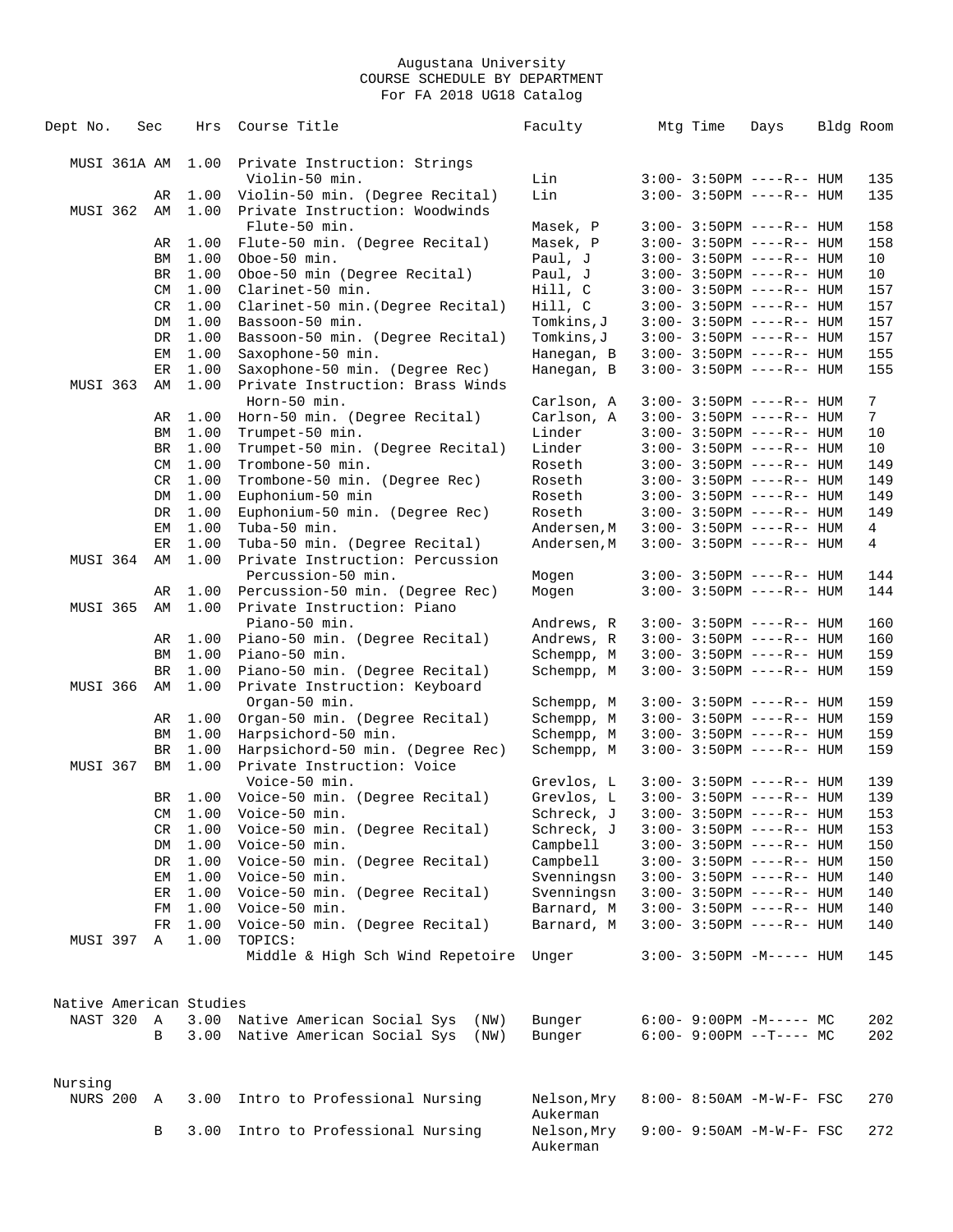Augustana University
COURSE SCHEDULE BY DEPARTMENT
For FA 2018 UG18 Catalog

| Dept No. | Sec | Hrs | Course Title | Faculty | Mtg Time | Days | Bldg | Room |
|---|---|---|---|---|---|---|---|---|
| MUSI 361A | AM | 1.00 | Private Instruction: Strings | | | | | |
| | | | Violin-50 min. | Lin | 3:00- 3:50PM | ----R-- | HUM | 135 |
| | AR | 1.00 | Violin-50 min. (Degree Recital) | Lin | 3:00- 3:50PM | ----R-- | HUM | 135 |
| MUSI 362 | AM | 1.00 | Private Instruction: Woodwinds | | | | | |
| | | | Flute-50 min. | Masek, P | 3:00- 3:50PM | ----R-- | HUM | 158 |
| | AR | 1.00 | Flute-50 min. (Degree Recital) | Masek, P | 3:00- 3:50PM | ----R-- | HUM | 158 |
| | BM | 1.00 | Oboe-50 min. | Paul, J | 3:00- 3:50PM | ----R-- | HUM | 10 |
| | BR | 1.00 | Oboe-50 min (Degree Recital) | Paul, J | 3:00- 3:50PM | ----R-- | HUM | 10 |
| | CM | 1.00 | Clarinet-50 min. | Hill, C | 3:00- 3:50PM | ----R-- | HUM | 157 |
| | CR | 1.00 | Clarinet-50 min.(Degree Recital) | Hill, C | 3:00- 3:50PM | ----R-- | HUM | 157 |
| | DM | 1.00 | Bassoon-50 min. | Tomkins,J | 3:00- 3:50PM | ----R-- | HUM | 157 |
| | DR | 1.00 | Bassoon-50 min. (Degree Recital) | Tomkins,J | 3:00- 3:50PM | ----R-- | HUM | 157 |
| | EM | 1.00 | Saxophone-50 min. | Hanegan, B | 3:00- 3:50PM | ----R-- | HUM | 155 |
| | ER | 1.00 | Saxophone-50 min. (Degree Rec) | Hanegan, B | 3:00- 3:50PM | ----R-- | HUM | 155 |
| MUSI 363 | AM | 1.00 | Private Instruction: Brass Winds | | | | | |
| | | | Horn-50 min. | Carlson, A | 3:00- 3:50PM | ----R-- | HUM | 7 |
| | AR | 1.00 | Horn-50 min. (Degree Recital) | Carlson, A | 3:00- 3:50PM | ----R-- | HUM | 7 |
| | BM | 1.00 | Trumpet-50 min. | Linder | 3:00- 3:50PM | ----R-- | HUM | 10 |
| | BR | 1.00 | Trumpet-50 min. (Degree Recital) | Linder | 3:00- 3:50PM | ----R-- | HUM | 10 |
| | CM | 1.00 | Trombone-50 min. | Roseth | 3:00- 3:50PM | ----R-- | HUM | 149 |
| | CR | 1.00 | Trombone-50 min. (Degree Rec) | Roseth | 3:00- 3:50PM | ----R-- | HUM | 149 |
| | DM | 1.00 | Euphonium-50 min | Roseth | 3:00- 3:50PM | ----R-- | HUM | 149 |
| | DR | 1.00 | Euphonium-50 min. (Degree Rec) | Roseth | 3:00- 3:50PM | ----R-- | HUM | 149 |
| | EM | 1.00 | Tuba-50 min. | Andersen,M | 3:00- 3:50PM | ----R-- | HUM | 4 |
| | ER | 1.00 | Tuba-50 min. (Degree Recital) | Andersen,M | 3:00- 3:50PM | ----R-- | HUM | 4 |
| MUSI 364 | AM | 1.00 | Private Instruction: Percussion | | | | | |
| | | | Percussion-50 min. | Mogen | 3:00- 3:50PM | ----R-- | HUM | 144 |
| | AR | 1.00 | Percussion-50 min. (Degree Rec) | Mogen | 3:00- 3:50PM | ----R-- | HUM | 144 |
| MUSI 365 | AM | 1.00 | Private Instruction: Piano | | | | | |
| | | | Piano-50 min. | Andrews, R | 3:00- 3:50PM | ----R-- | HUM | 160 |
| | AR | 1.00 | Piano-50 min. (Degree Recital) | Andrews, R | 3:00- 3:50PM | ----R-- | HUM | 160 |
| | BM | 1.00 | Piano-50 min. | Schempp, M | 3:00- 3:50PM | ----R-- | HUM | 159 |
| | BR | 1.00 | Piano-50 min. (Degree Recital) | Schempp, M | 3:00- 3:50PM | ----R-- | HUM | 159 |
| MUSI 366 | AM | 1.00 | Private Instruction: Keyboard | | | | | |
| | | | Organ-50 min. | Schempp, M | 3:00- 3:50PM | ----R-- | HUM | 159 |
| | AR | 1.00 | Organ-50 min. (Degree Recital) | Schempp, M | 3:00- 3:50PM | ----R-- | HUM | 159 |
| | BM | 1.00 | Harpsichord-50 min. | Schempp, M | 3:00- 3:50PM | ----R-- | HUM | 159 |
| | BR | 1.00 | Harpsichord-50 min. (Degree Rec) | Schempp, M | 3:00- 3:50PM | ----R-- | HUM | 159 |
| MUSI 367 | BM | 1.00 | Private Instruction: Voice | | | | | |
| | | | Voice-50 min. | Grevlos, L | 3:00- 3:50PM | ----R-- | HUM | 139 |
| | BR | 1.00 | Voice-50 min. (Degree Recital) | Grevlos, L | 3:00- 3:50PM | ----R-- | HUM | 139 |
| | CM | 1.00 | Voice-50 min. | Schreck, J | 3:00- 3:50PM | ----R-- | HUM | 153 |
| | CR | 1.00 | Voice-50 min. (Degree Recital) | Schreck, J | 3:00- 3:50PM | ----R-- | HUM | 153 |
| | DM | 1.00 | Voice-50 min. | Campbell | 3:00- 3:50PM | ----R-- | HUM | 150 |
| | DR | 1.00 | Voice-50 min. (Degree Recital) | Campbell | 3:00- 3:50PM | ----R-- | HUM | 150 |
| | EM | 1.00 | Voice-50 min. | Svenningsn | 3:00- 3:50PM | ----R-- | HUM | 140 |
| | ER | 1.00 | Voice-50 min. (Degree Recital) | Svenningsn | 3:00- 3:50PM | ----R-- | HUM | 140 |
| | FM | 1.00 | Voice-50 min. | Barnard, M | 3:00- 3:50PM | ----R-- | HUM | 140 |
| | FR | 1.00 | Voice-50 min. (Degree Recital) | Barnard, M | 3:00- 3:50PM | ----R-- | HUM | 140 |
| MUSI 397 | A | 1.00 | TOPICS: | | | | | |
| | | | Middle & High Sch Wind Repetoire | Unger | 3:00- 3:50PM | -M----- | HUM | 145 |
| **Native American Studies** | | | | | | | | |
| NAST 320 | A | 3.00 | Native American Social Sys (NW) | Bunger | 6:00- 9:00PM | -M----- | MC | 202 |
| | B | 3.00 | Native American Social Sys (NW) | Bunger | 6:00- 9:00PM | --T---- | MC | 202 |
| **Nursing** | | | | | | | | |
| NURS 200 | A | 3.00 | Intro to Professional Nursing | Nelson,Mry Aukerman | 8:00- 8:50AM | -M-W-F- | FSC | 270 |
| | B | 3.00 | Intro to Professional Nursing | Nelson,Mry Aukerman | 9:00- 9:50AM | -M-W-F- | FSC | 272 |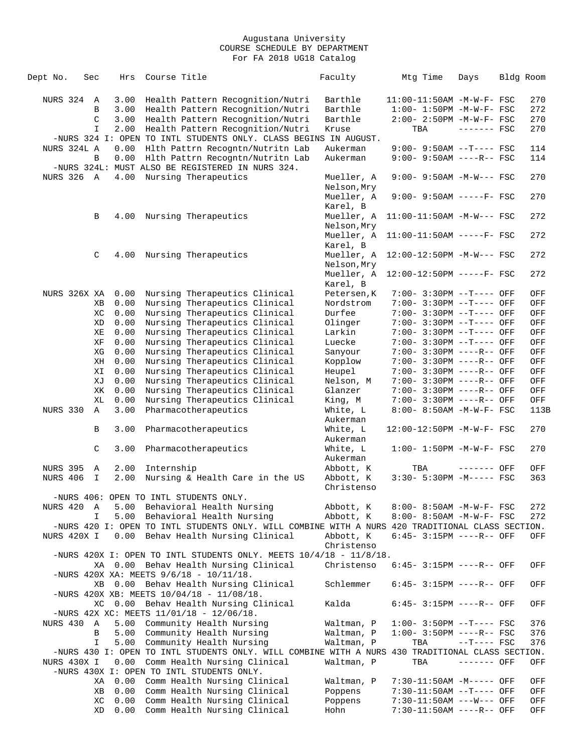Augustana University
COURSE SCHEDULE BY DEPARTMENT
For FA 2018 UG18 Catalog

| Dept No. | Sec | Hrs | Course Title | Faculty | Mtg Time | Days | Bldg | Room |
|---|---|---|---|---|---|---|---|---|
| NURS 324 | A | 3.00 | Health Pattern Recognition/Nutri | Barthle | 11:00-11:50AM | -M-W-F- | FSC | 270 |
| | B | 3.00 | Health Pattern Recognition/Nutri | Barthle | 1:00- 1:50PM | -M-W-F- | FSC | 272 |
| | C | 3.00 | Health Pattern Recognition/Nutri | Barthle | 2:00- 2:50PM | -M-W-F- | FSC | 270 |
| | I | 2.00 | Health Pattern Recognition/Nutri | Kruse | TBA | ------- | FSC | 270 |
| -NURS 324 I: OPEN TO INTL STUDENTS ONLY. CLASS BEGINS IN AUGUST. | | | | | | | | |
| NURS 324L | A | 0.00 | Hlth Pattrn Recogntn/Nutritn Lab | Aukerman | 9:00- 9:50AM | --T---- | FSC | 114 |
| | B | 0.00 | Hlth Pattrn Recogntn/Nutritn Lab | Aukerman | 9:00- 9:50AM | ----R-- | FSC | 114 |
| -NURS 324L: MUST ALSO BE REGISTERED IN NURS 324. | | | | | | | | |
| NURS 326 | A | 4.00 | Nursing Therapeutics | Mueller, A Nelson,Mry | 9:00- 9:50AM | -M-W--- | FSC | 270 |
| | | | | Mueller, A Karel, B | 9:00- 9:50AM | -----F- | FSC | 270 |
| | B | 4.00 | Nursing Therapeutics | Mueller, A Nelson,Mry | 11:00-11:50AM | -M-W--- | FSC | 272 |
| | | | | Mueller, A Karel, B | 11:00-11:50AM | -----F- | FSC | 272 |
| | C | 4.00 | Nursing Therapeutics | Mueller, A Nelson,Mry | 12:00-12:50PM | -M-W--- | FSC | 272 |
| | | | | Mueller, A Karel, B | 12:00-12:50PM | -----F- | FSC | 272 |
| NURS 326X | XA | 0.00 | Nursing Therapeutics Clinical | Petersen,K | 7:00- 3:30PM | --T---- | OFF | OFF |
| | XB | 0.00 | Nursing Therapeutics Clinical | Nordstrom | 7:00- 3:30PM | --T---- | OFF | OFF |
| | XC | 0.00 | Nursing Therapeutics Clinical | Durfee | 7:00- 3:30PM | --T---- | OFF | OFF |
| | XD | 0.00 | Nursing Therapeutics Clinical | Olinger | 7:00- 3:30PM | --T---- | OFF | OFF |
| | XE | 0.00 | Nursing Therapeutics Clinical | Larkin | 7:00- 3:30PM | --T---- | OFF | OFF |
| | XF | 0.00 | Nursing Therapeutics Clinical | Luecke | 7:00- 3:30PM | --T---- | OFF | OFF |
| | XG | 0.00 | Nursing Therapeutics Clinical | Sanyour | 7:00- 3:30PM | ----R-- | OFF | OFF |
| | XH | 0.00 | Nursing Therapeutics Clinical | Kopplow | 7:00- 3:30PM | ----R-- | OFF | OFF |
| | XI | 0.00 | Nursing Therapeutics Clinical | Heupel | 7:00- 3:30PM | ----R-- | OFF | OFF |
| | XJ | 0.00 | Nursing Therapeutics Clinical | Nelson, M | 7:00- 3:30PM | ----R-- | OFF | OFF |
| | XK | 0.00 | Nursing Therapeutics Clinical | Glanzer | 7:00- 3:30PM | ----R-- | OFF | OFF |
| | XL | 0.00 | Nursing Therapeutics Clinical | King, M | 7:00- 3:30PM | ----R-- | OFF | OFF |
| NURS 330 | A | 3.00 | Pharmacotherapeutics | White, L Aukerman | 8:00- 8:50AM | -M-W-F- | FSC | 113B |
| | B | 3.00 | Pharmacotherapeutics | White, L Aukerman | 12:00-12:50PM | -M-W-F- | FSC | 270 |
| | C | 3.00 | Pharmacotherapeutics | White, L Aukerman | 1:00- 1:50PM | -M-W-F- | FSC | 270 |
| NURS 395 | A | 2.00 | Internship | Abbott, K | TBA | ------- | OFF | OFF |
| NURS 406 | I | 2.00 | Nursing & Health Care in the US | Abbott, K Christenso | 3:30- 5:30PM | -M----- | FSC | 363 |
| -NURS 406: OPEN TO INTL STUDENTS ONLY. | | | | | | | | |
| NURS 420 | A | 5.00 | Behavioral Health Nursing | Abbott, K | 8:00- 8:50AM | -M-W-F- | FSC | 272 |
| | I | 5.00 | Behavioral Health Nursing | Abbott, K | 8:00- 8:50AM | -M-W-F- | FSC | 272 |
| -NURS 420 I: OPEN TO INTL STUDENTS ONLY. WILL COMBINE WITH A NURS 420 TRADITIONAL CLASS SECTION. | | | | | | | | |
| NURS 420X | I | 0.00 | Behav Health Nursing Clinical | Abbott, K Christenso | 6:45- 3:15PM | ----R-- | OFF | OFF |
| -NURS 420X I: OPEN TO INTL STUDENTS ONLY. MEETS 10/4/18 - 11/8/18. | | | | | | | | |
| | XA | 0.00 | Behav Health Nursing Clinical | Christenso | 6:45- 3:15PM | ----R-- | OFF | OFF |
| -NURS 420X XA: MEETS 9/6/18 - 10/11/18. | | | | | | | | |
| | XB | 0.00 | Behav Health Nursing Clinical | Schlemmer | 6:45- 3:15PM | ----R-- | OFF | OFF |
| -NURS 420X XB: MEETS 10/04/18 - 11/08/18. | | | | | | | | |
| | XC | 0.00 | Behav Health Nursing Clinical | Kalda | 6:45- 3:15PM | ----R-- | OFF | OFF |
| -NURS 42X XC: MEETS 11/01/18 - 12/06/18. | | | | | | | | |
| NURS 430 | A | 5.00 | Community Health Nursing | Waltman, P | 1:00- 3:50PM | --T---- | FSC | 376 |
| | B | 5.00 | Community Health Nursing | Waltman, P | 1:00- 3:50PM | ----R-- | FSC | 376 |
| | I | 5.00 | Community Health Nursing | Waltman, P | TBA | --T---- | FSC | 376 |
| -NURS 430 I: OPEN TO INTL STUDENTS ONLY. WILL COMBINE WITH A NURS 430 TRADITIONAL CLASS SECTION. | | | | | | | | |
| NURS 430X | I | 0.00 | Comm Health Nursing Clinical | Waltman, P | TBA | ------- | OFF | OFF |
| -NURS 430X I: OPEN TO INTL STUDENTS ONLY. | | | | | | | | |
| | XA | 0.00 | Comm Health Nursing Clinical | Waltman, P | 7:30-11:50AM | -M----- | OFF | OFF |
| | XB | 0.00 | Comm Health Nursing Clinical | Poppens | 7:30-11:50AM | --T---- | OFF | OFF |
| | XC | 0.00 | Comm Health Nursing Clinical | Poppens | 7:30-11:50AM | ---W--- | OFF | OFF |
| | XD | 0.00 | Comm Health Nursing Clinical | Hohn | 7:30-11:50AM | ----R-- | OFF | OFF |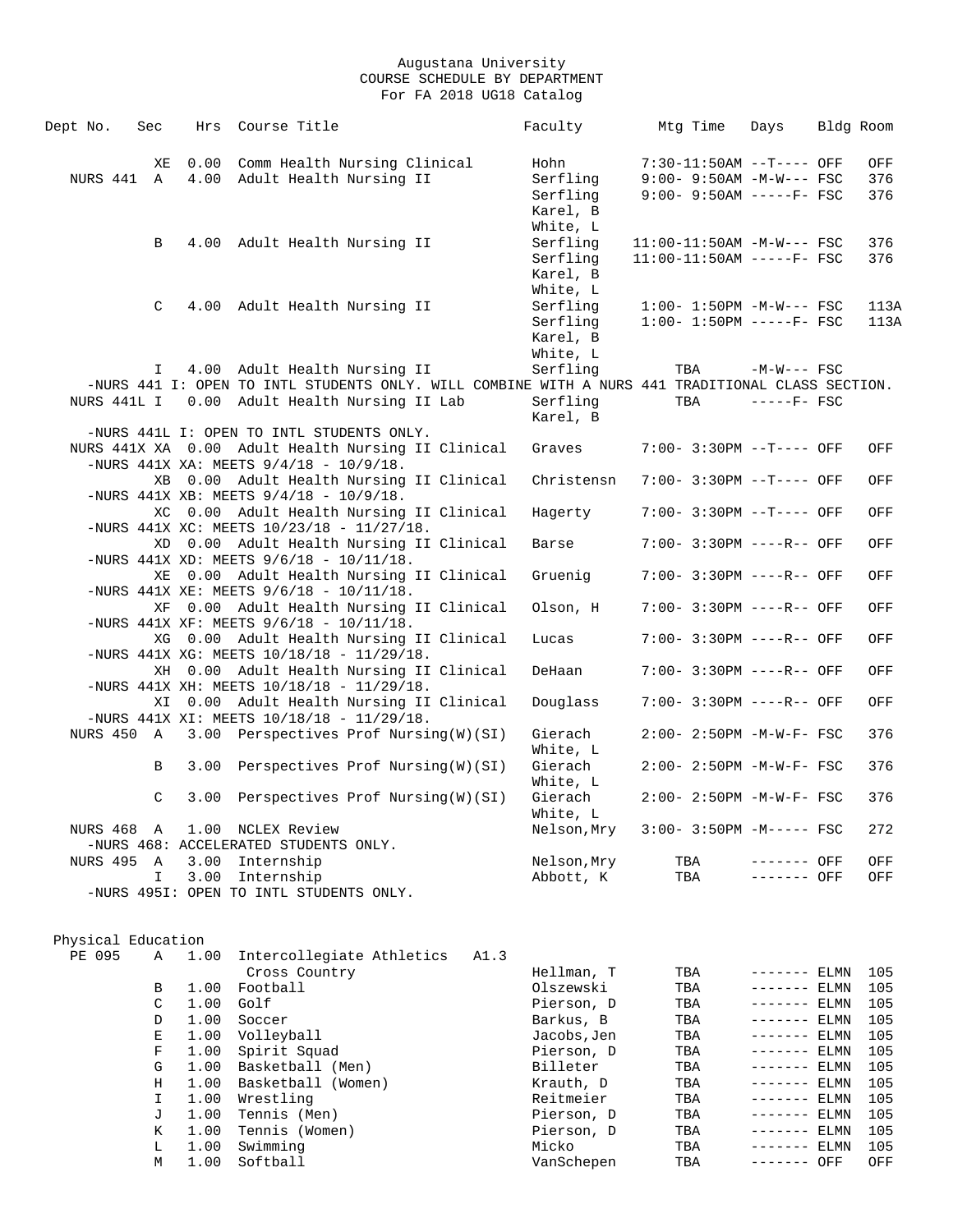Augustana University
COURSE SCHEDULE BY DEPARTMENT
For FA 2018 UG18 Catalog

| Dept No. | Sec | Hrs | Course Title | Faculty | Mtg Time | Days | Bldg | Room |
|---|---|---|---|---|---|---|---|---|
| | XE | 0.00 | Comm Health Nursing Clinical | Hohn | 7:30-11:50AM | --T---- | OFF | OFF |
| NURS 441 | A | 4.00 | Adult Health Nursing II | Serfling | 9:00- 9:50AM | -M-W--- | FSC | 376 |
| | | | | Serfling | 9:00- 9:50AM | -----F- | FSC | 376 |
| | | | | Karel, B | | | | |
| | | | | White, L | | | | |
| | B | 4.00 | Adult Health Nursing II | Serfling | 11:00-11:50AM | -M-W--- | FSC | 376 |
| | | | | Serfling | 11:00-11:50AM | -----F- | FSC | 376 |
| | | | | Karel, B | | | | |
| | | | | White, L | | | | |
| | C | 4.00 | Adult Health Nursing II | Serfling | 1:00- 1:50PM | -M-W--- | FSC | 113A |
| | | | | Serfling | 1:00- 1:50PM | -----F- | FSC | 113A |
| | | | | Karel, B | | | | |
| | | | | White, L | | | | |
| | I | 4.00 | Adult Health Nursing II | Serfling | TBA | -M-W--- | FSC | |
| -NURS 441 I: OPEN TO INTL STUDENTS ONLY. WILL COMBINE WITH A NURS 441 TRADITIONAL CLASS SECTION. | | | | | | | | |
| NURS 441L | I | 0.00 | Adult Health Nursing II Lab | Serfling | TBA | -----F- | FSC | |
| | | | | Karel, B | | | | |
| -NURS 441L I: OPEN TO INTL STUDENTS ONLY. | | | | | | | | |
| NURS 441X | XA | 0.00 | Adult Health Nursing II Clinical | Graves | 7:00- 3:30PM | --T---- | OFF | OFF |
| -NURS 441X XA: MEETS 9/4/18 - 10/9/18. | | | | | | | | |
| | XB | 0.00 | Adult Health Nursing II Clinical | Christensn | 7:00- 3:30PM | --T---- | OFF | OFF |
| -NURS 441X XB: MEETS 9/4/18 - 10/9/18. | | | | | | | | |
| | XC | 0.00 | Adult Health Nursing II Clinical | Hagerty | 7:00- 3:30PM | --T---- | OFF | OFF |
| -NURS 441X XC: MEETS 10/23/18 - 11/27/18. | | | | | | | | |
| | XD | 0.00 | Adult Health Nursing II Clinical | Barse | 7:00- 3:30PM | ----R-- | OFF | OFF |
| -NURS 441X XD: MEETS 9/6/18 - 10/11/18. | | | | | | | | |
| | XE | 0.00 | Adult Health Nursing II Clinical | Gruenig | 7:00- 3:30PM | ----R-- | OFF | OFF |
| -NURS 441X XE: MEETS 9/6/18 - 10/11/18. | | | | | | | | |
| | XF | 0.00 | Adult Health Nursing II Clinical | Olson, H | 7:00- 3:30PM | ----R-- | OFF | OFF |
| -NURS 441X XF: MEETS 9/6/18 - 10/11/18. | | | | | | | | |
| | XG | 0.00 | Adult Health Nursing II Clinical | Lucas | 7:00- 3:30PM | ----R-- | OFF | OFF |
| -NURS 441X XG: MEETS 10/18/18 - 11/29/18. | | | | | | | | |
| | XH | 0.00 | Adult Health Nursing II Clinical | DeHaan | 7:00- 3:30PM | ----R-- | OFF | OFF |
| -NURS 441X XH: MEETS 10/18/18 - 11/29/18. | | | | | | | | |
| | XI | 0.00 | Adult Health Nursing II Clinical | Douglass | 7:00- 3:30PM | ----R-- | OFF | OFF |
| -NURS 441X XI: MEETS 10/18/18 - 11/29/18. | | | | | | | | |
| NURS 450 | A | 3.00 | Perspectives Prof Nursing(W)(SI) | Gierach | 2:00- 2:50PM | -M-W-F- | FSC | 376 |
| | | | | White, L | | | | |
| | B | 3.00 | Perspectives Prof Nursing(W)(SI) | Gierach | 2:00- 2:50PM | -M-W-F- | FSC | 376 |
| | | | | White, L | | | | |
| | C | 3.00 | Perspectives Prof Nursing(W)(SI) | Gierach | 2:00- 2:50PM | -M-W-F- | FSC | 376 |
| | | | | White, L | | | | |
| NURS 468 | A | 1.00 | NCLEX Review | Nelson,Mry | 3:00- 3:50PM | -M----- | FSC | 272 |
| -NURS 468: ACCELERATED STUDENTS ONLY. | | | | | | | | |
| NURS 495 | A | 3.00 | Internship | Nelson,Mry | TBA | ------- | OFF | OFF |
| | I | 3.00 | Internship | Abbott, K | TBA | ------- | OFF | OFF |
| -NURS 495I: OPEN TO INTL STUDENTS ONLY. | | | | | | | | |

## Physical Education

| Dept No. | Sec | Hrs | Course Title | Faculty | Mtg Time | Days | Bldg | Room |
|---|---|---|---|---|---|---|---|---|
| PE 095 | A | 1.00 | Intercollegiate Athletics A1.3 | | | | | |
| | | | Cross Country | Hellman, T | TBA | ------- | ELMN | 105 |
| | B | 1.00 | Football | Olszewski | TBA | ------- | ELMN | 105 |
| | C | 1.00 | Golf | Pierson, D | TBA | ------- | ELMN | 105 |
| | D | 1.00 | Soccer | Barkus, B | TBA | ------- | ELMN | 105 |
| | E | 1.00 | Volleyball | Jacobs,Jen | TBA | ------- | ELMN | 105 |
| | F | 1.00 | Spirit Squad | Pierson, D | TBA | ------- | ELMN | 105 |
| | G | 1.00 | Basketball (Men) | Billeter | TBA | ------- | ELMN | 105 |
| | H | 1.00 | Basketball (Women) | Krauth, D | TBA | ------- | ELMN | 105 |
| | I | 1.00 | Wrestling | Reitmeier | TBA | ------- | ELMN | 105 |
| | J | 1.00 | Tennis (Men) | Pierson, D | TBA | ------- | ELMN | 105 |
| | K | 1.00 | Tennis (Women) | Pierson, D | TBA | ------- | ELMN | 105 |
| | L | 1.00 | Swimming | Micko | TBA | ------- | ELMN | 105 |
| | M | 1.00 | Softball | VanSchepen | TBA | ------- | OFF | OFF |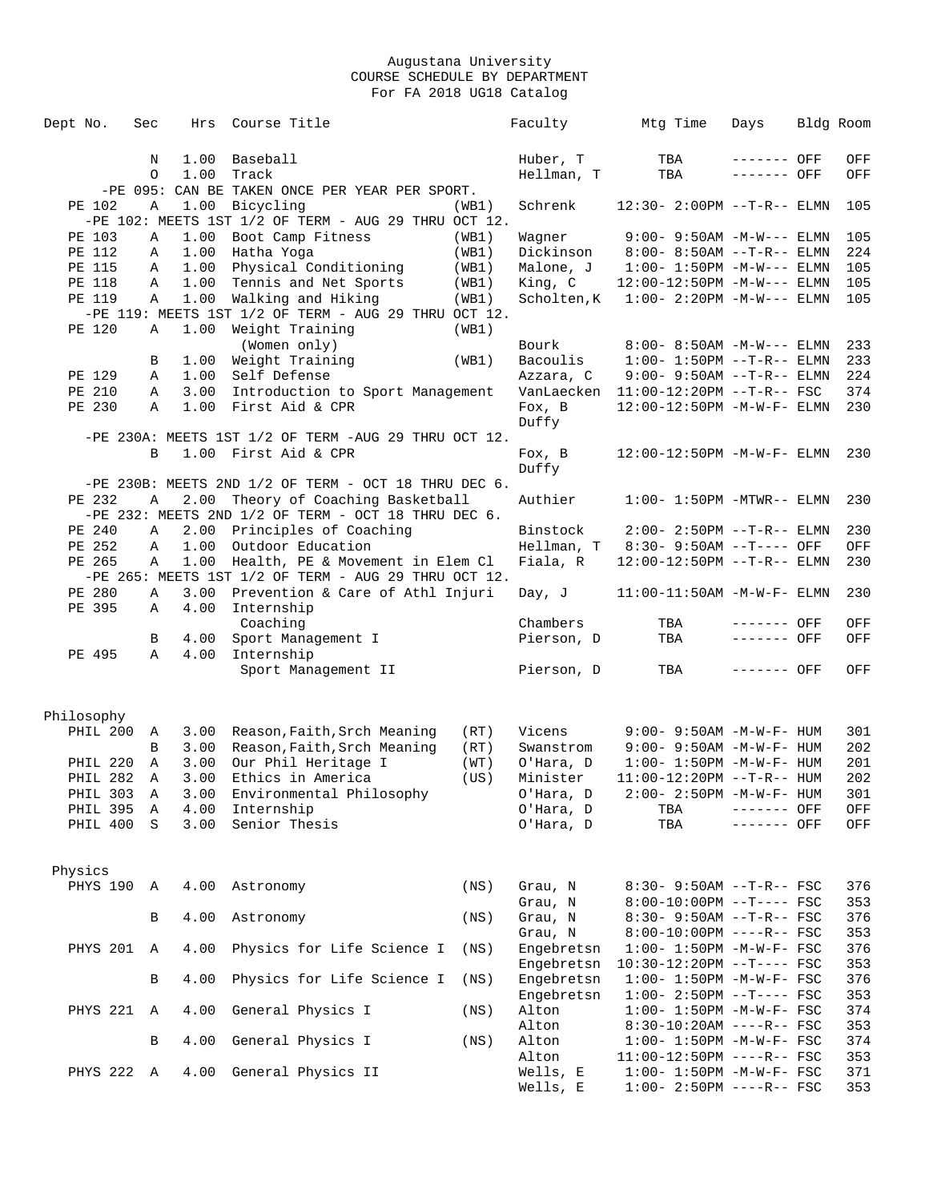Augustana University
COURSE SCHEDULE BY DEPARTMENT
For FA 2018 UG18 Catalog

| Dept No. | Sec | Hrs | Course Title | | Faculty | Mtg Time | Days | Bldg | Room |
|---|---|---|---|---|---|---|---|---|---|
| | N | 1.00 | Baseball | | Huber, T | TBA | ------- | OFF | OFF |
| | O | 1.00 | Track | | Hellman, T | TBA | ------- | OFF | OFF |
| -PE 095: CAN BE TAKEN ONCE PER YEAR PER SPORT. | | | | | | | | | |
| PE 102 | A | 1.00 | Bicycling | (WB1) | Schrenk | 12:30- 2:00PM | --T-R-- | ELMN | 105 |
| -PE 102: MEETS 1ST 1/2 OF TERM - AUG 29 THRU OCT 12. | | | | | | | | | |
| PE 103 | A | 1.00 | Boot Camp Fitness | (WB1) | Wagner | 9:00- 9:50AM | -M-W--- | ELMN | 105 |
| PE 112 | A | 1.00 | Hatha Yoga | (WB1) | Dickinson | 8:00- 8:50AM | --T-R-- | ELMN | 224 |
| PE 115 | A | 1.00 | Physical Conditioning | (WB1) | Malone, J | 1:00- 1:50PM | -M-W--- | ELMN | 105 |
| PE 118 | A | 1.00 | Tennis and Net Sports | (WB1) | King, C | 12:00-12:50PM | -M-W--- | ELMN | 105 |
| PE 119 | A | 1.00 | Walking and Hiking | (WB1) | Scholten,K | 1:00- 2:20PM | -M-W--- | ELMN | 105 |
| -PE 119: MEETS 1ST 1/2 OF TERM - AUG 29 THRU OCT 12. | | | | | | | | | |
| PE 120 | A | 1.00 | Weight Training (Women only) | (WB1) | Bourk | 8:00- 8:50AM | -M-W--- | ELMN | 233 |
| | B | 1.00 | Weight Training | (WB1) | Bacoulis | 1:00- 1:50PM | --T-R-- | ELMN | 233 |
| PE 129 | A | 1.00 | Self Defense | | Azzara, C | 9:00- 9:50AM | --T-R-- | ELMN | 224 |
| PE 210 | A | 3.00 | Introduction to Sport Management | | VanLaecken | 11:00-12:20PM | --T-R-- | FSC | 374 |
| PE 230 | A | 1.00 | First Aid & CPR | | Fox, B<br>Duffy | 12:00-12:50PM | -M-W-F- | ELMN | 230 |
| -PE 230A: MEETS 1ST 1/2 OF TERM -AUG 29 THRU OCT 12. | | | | | | | | | |
| | B | 1.00 | First Aid & CPR | | Fox, B<br>Duffy | 12:00-12:50PM | -M-W-F- | ELMN | 230 |
| -PE 230B: MEETS 2ND 1/2 OF TERM - OCT 18 THRU DEC 6. | | | | | | | | | |
| PE 232 | A | 2.00 | Theory of Coaching Basketball | | Authier | 1:00- 1:50PM | -MTWR-- | ELMN | 230 |
| -PE 232: MEETS 2ND 1/2 OF TERM - OCT 18 THRU DEC 6. | | | | | | | | | |
| PE 240 | A | 2.00 | Principles of Coaching | | Binstock | 2:00- 2:50PM | --T-R-- | ELMN | 230 |
| PE 252 | A | 1.00 | Outdoor Education | | Hellman, T | 8:30- 9:50AM | --T---- | OFF | OFF |
| PE 265 | A | 1.00 | Health, PE & Movement in Elem Cl | | Fiala, R | 12:00-12:50PM | --T-R-- | ELMN | 230 |
| -PE 265: MEETS 1ST 1/2 OF TERM - AUG 29 THRU OCT 12. | | | | | | | | | |
| PE 280 | A | 3.00 | Prevention & Care of Athl Injuri | | Day, J | 11:00-11:50AM | -M-W-F- | ELMN | 230 |
| PE 395 | A | 4.00 | Internship<br>Coaching | | Chambers | TBA | ------- | OFF | OFF |
| | B | 4.00 | Sport Management I | | Pierson, D | TBA | ------- | OFF | OFF |
| PE 495 | A | 4.00 | Internship<br>Sport Management II | | Pierson, D | TBA | ------- | OFF | OFF |

## Philosophy

| Dept No. | Sec | Hrs | Course Title | | Faculty | Mtg Time | Days | Bldg | Room |
|---|---|---|---|---|---|---|---|---|---|
| PHIL 200 | A | 3.00 | Reason,Faith,Srch Meaning | (RT) | Vicens | 9:00- 9:50AM | -M-W-F- | HUM | 301 |
| | B | 3.00 | Reason,Faith,Srch Meaning | (RT) | Swanstrom | 9:00- 9:50AM | -M-W-F- | HUM | 202 |
| PHIL 220 | A | 3.00 | Our Phil Heritage I | (WT) | O'Hara, D | 1:00- 1:50PM | -M-W-F- | HUM | 201 |
| PHIL 282 | A | 3.00 | Ethics in America | (US) | Minister | 11:00-12:20PM | --T-R-- | HUM | 202 |
| PHIL 303 | A | 3.00 | Environmental Philosophy | | O'Hara, D | 2:00- 2:50PM | -M-W-F- | HUM | 301 |
| PHIL 395 | A | 4.00 | Internship | | O'Hara, D | TBA | ------- | OFF | OFF |
| PHIL 400 | S | 3.00 | Senior Thesis | | O'Hara, D | TBA | ------- | OFF | OFF |

## Physics

| Dept No. | Sec | Hrs | Course Title | | Faculty | Mtg Time | Days | Bldg | Room |
|---|---|---|---|---|---|---|---|---|---|
| PHYS 190 | A | 4.00 | Astronomy | (NS) | Grau, N | 8:30- 9:50AM | --T-R-- | FSC | 376 |
| | | | | | Grau, N | 8:00-10:00PM | --T---- | FSC | 353 |
| | B | 4.00 | Astronomy | (NS) | Grau, N | 8:30- 9:50AM | --T-R-- | FSC | 376 |
| | | | | | Grau, N | 8:00-10:00PM | ----R-- | FSC | 353 |
| PHYS 201 | A | 4.00 | Physics for Life Science I | (NS) | Engebretsn | 1:00- 1:50PM | -M-W-F- | FSC | 376 |
| | | | | | Engebretsn | 10:30-12:20PM | --T---- | FSC | 353 |
| | B | 4.00 | Physics for Life Science I | (NS) | Engebretsn | 1:00- 1:50PM | -M-W-F- | FSC | 376 |
| | | | | | Engebretsn | 1:00- 2:50PM | --T---- | FSC | 353 |
| PHYS 221 | A | 4.00 | General Physics I | (NS) | Alton | 1:00- 1:50PM | -M-W-F- | FSC | 374 |
| | | | | | Alton | 8:30-10:20AM | ----R-- | FSC | 353 |
| | B | 4.00 | General Physics I | (NS) | Alton | 1:00- 1:50PM | -M-W-F- | FSC | 374 |
| | | | | | Alton | 11:00-12:50PM | ----R-- | FSC | 353 |
| PHYS 222 | A | 4.00 | General Physics II | | Wells, E | 1:00- 1:50PM | -M-W-F- | FSC | 371 |
| | | | | | Wells, E | 1:00- 2:50PM | ----R-- | FSC | 353 |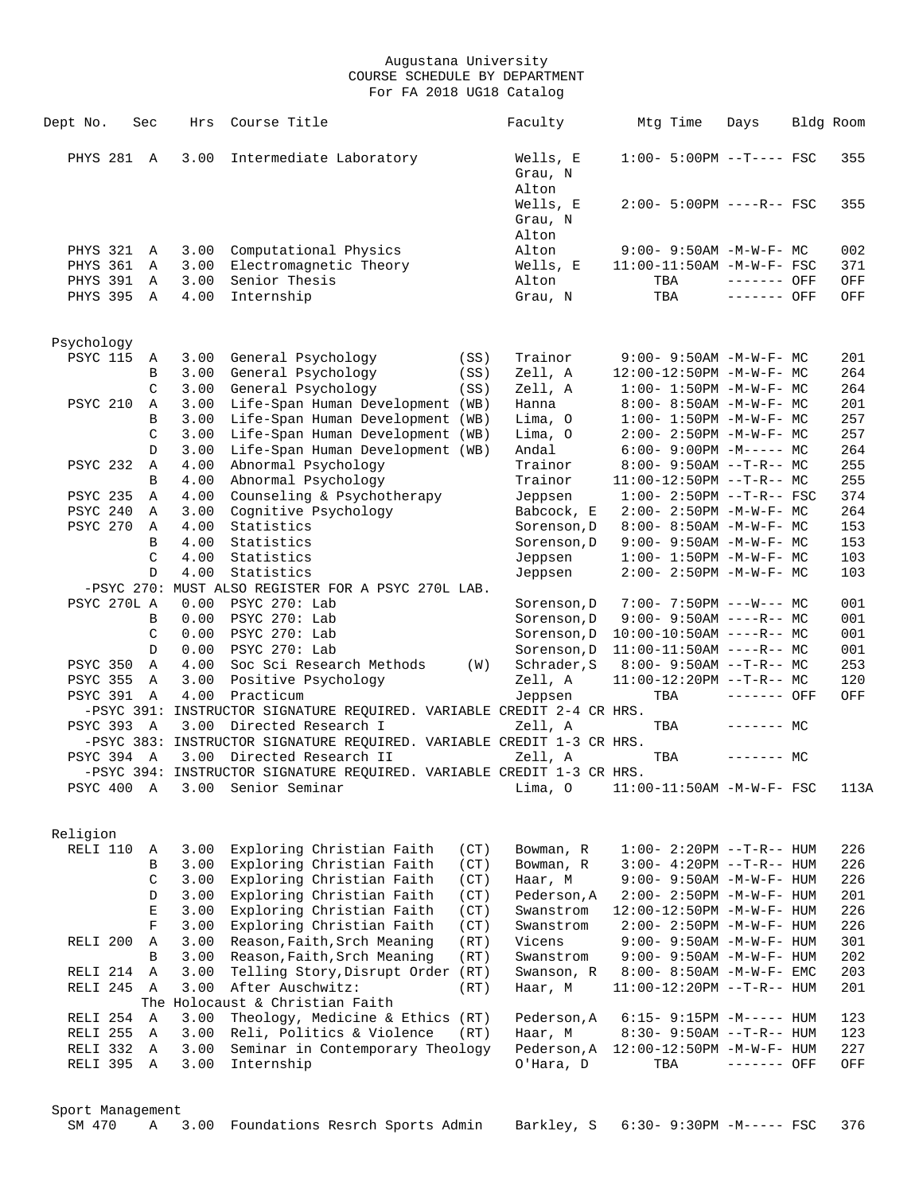Augustana University
COURSE SCHEDULE BY DEPARTMENT
For FA 2018 UG18 Catalog

| Dept No. | Sec | Hrs | Course Title | | Faculty | Mtg Time | Days | Bldg | Room |
|---|---|---|---|---|---|---|---|---|---|
| PHYS 281 | A | 3.00 | Intermediate Laboratory | | Wells, E<br>Grau, N<br>Alton | 1:00- 5:00PM | --T---- | FSC | 355 |
| | | | | | Wells, E<br>Grau, N<br>Alton | 2:00- 5:00PM | ----R-- | FSC | 355 |
| PHYS 321 | A | 3.00 | Computational Physics | | Alton | 9:00- 9:50AM | -M-W-F- | MC | 002 |
| PHYS 361 | A | 3.00 | Electromagnetic Theory | | Wells, E | 11:00-11:50AM | -M-W-F- | FSC | 371 |
| PHYS 391 | A | 3.00 | Senior Thesis | | Alton | TBA | ------- | OFF | OFF |
| PHYS 395 | A | 4.00 | Internship | | Grau, N | TBA | ------- | OFF | OFF |
| **Psychology** | | | | | | | | | |
| PSYC 115 | A | 3.00 | General Psychology | (SS) | Trainor | 9:00- 9:50AM | -M-W-F- | MC | 201 |
| | B | 3.00 | General Psychology | (SS) | Zell, A | 12:00-12:50PM | -M-W-F- | MC | 264 |
| | C | 3.00 | General Psychology | (SS) | Zell, A | 1:00- 1:50PM | -M-W-F- | MC | 264 |
| PSYC 210 | A | 3.00 | Life-Span Human Development | (WB) | Hanna | 8:00- 8:50AM | -M-W-F- | MC | 201 |
| | B | 3.00 | Life-Span Human Development | (WB) | Lima, O | 1:00- 1:50PM | -M-W-F- | MC | 257 |
| | C | 3.00 | Life-Span Human Development | (WB) | Lima, O | 2:00- 2:50PM | -M-W-F- | MC | 257 |
| | D | 3.00 | Life-Span Human Development | (WB) | Andal | 6:00- 9:00PM | -M----- | MC | 264 |
| PSYC 232 | A | 4.00 | Abnormal Psychology | | Trainor | 8:00- 9:50AM | --T-R-- | MC | 255 |
| | B | 4.00 | Abnormal Psychology | | Trainor | 11:00-12:50PM | --T-R-- | MC | 255 |
| PSYC 235 | A | 4.00 | Counseling & Psychotherapy | | Jeppsen | 1:00- 2:50PM | --T-R-- | FSC | 374 |
| PSYC 240 | A | 3.00 | Cognitive Psychology | | Babcock, E | 2:00- 2:50PM | -M-W-F- | MC | 264 |
| PSYC 270 | A | 4.00 | Statistics | | Sorenson,D | 8:00- 8:50AM | -M-W-F- | MC | 153 |
| | B | 4.00 | Statistics | | Sorenson,D | 9:00- 9:50AM | -M-W-F- | MC | 153 |
| | C | 4.00 | Statistics | | Jeppsen | 1:00- 1:50PM | -M-W-F- | MC | 103 |
| | D | 4.00 | Statistics | | Jeppsen | 2:00- 2:50PM | -M-W-F- | MC | 103 |
| -PSYC 270: MUST ALSO REGISTER FOR A PSYC 270L LAB. | | | | | | | | | |
| PSYC 270L | A | 0.00 | PSYC 270: Lab | | Sorenson,D | 7:00- 7:50PM | ---W--- | MC | 001 |
| | B | 0.00 | PSYC 270: Lab | | Sorenson,D | 9:00- 9:50AM | ----R-- | MC | 001 |
| | C | 0.00 | PSYC 270: Lab | | Sorenson,D | 10:00-10:50AM | ----R-- | MC | 001 |
| | D | 0.00 | PSYC 270: Lab | | Sorenson,D | 11:00-11:50AM | ----R-- | MC | 001 |
| PSYC 350 | A | 4.00 | Soc Sci Research Methods | (W) | Schrader,S | 8:00- 9:50AM | --T-R-- | MC | 253 |
| PSYC 355 | A | 3.00 | Positive Psychology | | Zell, A | 11:00-12:20PM | --T-R-- | MC | 120 |
| PSYC 391 | A | 4.00 | Practicum | | Jeppsen | TBA | ------- | OFF | OFF |
| -PSYC 391: INSTRUCTOR SIGNATURE REQUIRED. VARIABLE CREDIT 2-4 CR HRS. | | | | | | | | | |
| PSYC 393 | A | 3.00 | Directed Research I | | Zell, A | TBA | ------- | MC | |
| -PSYC 383: INSTRUCTOR SIGNATURE REQUIRED. VARIABLE CREDIT 1-3 CR HRS. | | | | | | | | | |
| PSYC 394 | A | 3.00 | Directed Research II | | Zell, A | TBA | ------- | MC | |
| -PSYC 394: INSTRUCTOR SIGNATURE REQUIRED. VARIABLE CREDIT 1-3 CR HRS. | | | | | | | | | |
| PSYC 400 | A | 3.00 | Senior Seminar | | Lima, O | 11:00-11:50AM | -M-W-F- | FSC | 113A |
| **Religion** | | | | | | | | | |
| RELI 110 | A | 3.00 | Exploring Christian Faith | (CT) | Bowman, R | 1:00- 2:20PM | --T-R-- | HUM | 226 |
| | B | 3.00 | Exploring Christian Faith | (CT) | Bowman, R | 3:00- 4:20PM | --T-R-- | HUM | 226 |
| | C | 3.00 | Exploring Christian Faith | (CT) | Haar, M | 9:00- 9:50AM | -M-W-F- | HUM | 226 |
| | D | 3.00 | Exploring Christian Faith | (CT) | Pederson,A | 2:00- 2:50PM | -M-W-F- | HUM | 201 |
| | E | 3.00 | Exploring Christian Faith | (CT) | Swanstrom | 12:00-12:50PM | -M-W-F- | HUM | 226 |
| | F | 3.00 | Exploring Christian Faith | (CT) | Swanstrom | 2:00- 2:50PM | -M-W-F- | HUM | 226 |
| RELI 200 | A | 3.00 | Reason,Faith,Srch Meaning | (RT) | Vicens | 9:00- 9:50AM | -M-W-F- | HUM | 301 |
| | B | 3.00 | Reason,Faith,Srch Meaning | (RT) | Swanstrom | 9:00- 9:50AM | -M-W-F- | HUM | 202 |
| RELI 214 | A | 3.00 | Telling Story,Disrupt Order | (RT) | Swanson, R | 8:00- 8:50AM | -M-W-F- | EMC | 203 |
| RELI 245 | A | 3.00 | After Auschwitz:<br>The Holocaust & Christian Faith | (RT) | Haar, M | 11:00-12:20PM | --T-R-- | HUM | 201 |
| RELI 254 | A | 3.00 | Theology, Medicine & Ethics | (RT) | Pederson,A | 6:15- 9:15PM | -M----- | HUM | 123 |
| RELI 255 | A | 3.00 | Reli, Politics & Violence | (RT) | Haar, M | 8:30- 9:50AM | --T-R-- | HUM | 123 |
| RELI 332 | A | 3.00 | Seminar in Contemporary Theology | | Pederson,A | 12:00-12:50PM | -M-W-F- | HUM | 227 |
| RELI 395 | A | 3.00 | Internship | | O'Hara, D | TBA | ------- | OFF | OFF |
| **Sport Management** | | | | | | | | | |
| SM 470 | A | 3.00 | Foundations Resrch Sports Admin | | Barkley, S | 6:30- 9:30PM | -M----- | FSC | 376 |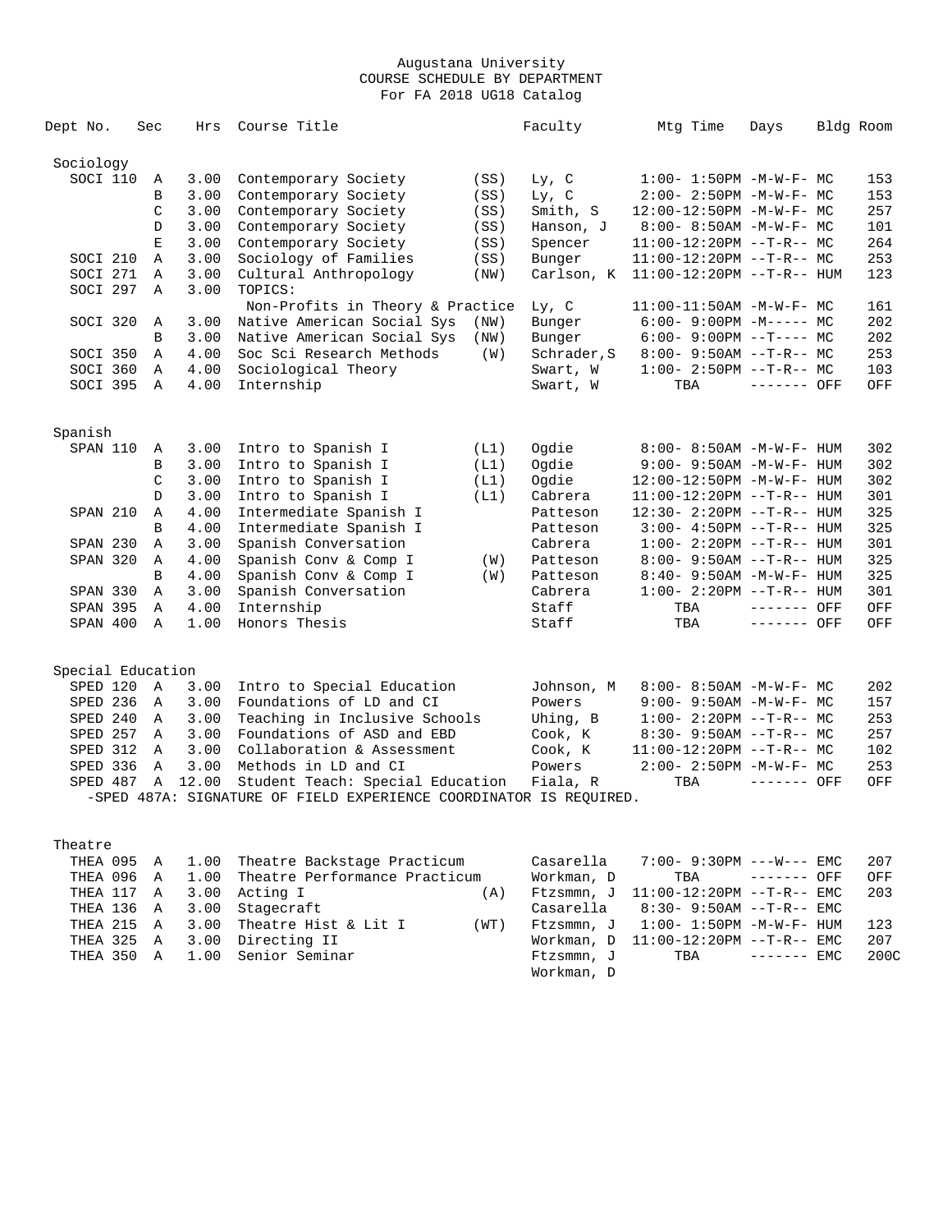Augustana University
COURSE SCHEDULE BY DEPARTMENT
For FA 2018 UG18 Catalog

| Dept No. | Sec | Hrs | Course Title | | Faculty | Mtg Time | Days | Bldg | Room |
|---|---|---|---|---|---|---|---|---|---|
| **Sociology** | | | | | | | | | |
| SOCI 110 | A | 3.00 | Contemporary Society | (SS) | Ly, C | 1:00- 1:50PM | -M-W-F- | MC | 153 |
| | B | 3.00 | Contemporary Society | (SS) | Ly, C | 2:00- 2:50PM | -M-W-F- | MC | 153 |
| | C | 3.00 | Contemporary Society | (SS) | Smith, S | 12:00-12:50PM | -M-W-F- | MC | 257 |
| | D | 3.00 | Contemporary Society | (SS) | Hanson, J | 8:00- 8:50AM | -M-W-F- | MC | 101 |
| | E | 3.00 | Contemporary Society | (SS) | Spencer | 11:00-12:20PM | --T-R-- | MC | 264 |
| SOCI 210 | A | 3.00 | Sociology of Families | (SS) | Bunger | 11:00-12:20PM | --T-R-- | MC | 253 |
| SOCI 271 | A | 3.00 | Cultural Anthropology | (NW) | Carlson, K | 11:00-12:20PM | --T-R-- | HUM | 123 |
| SOCI 297 | A | 3.00 | TOPICS: Non-Profits in Theory & Practice | | Ly, C | 11:00-11:50AM | -M-W-F- | MC | 161 |
| SOCI 320 | A | 3.00 | Native American Social Sys | (NW) | Bunger | 6:00- 9:00PM | -M----- | MC | 202 |
| | B | 3.00 | Native American Social Sys | (NW) | Bunger | 6:00- 9:00PM | --T---- | MC | 202 |
| SOCI 350 | A | 4.00 | Soc Sci Research Methods | (W) | Schrader,S | 8:00- 9:50AM | --T-R-- | MC | 253 |
| SOCI 360 | A | 4.00 | Sociological Theory | | Swart, W | 1:00- 2:50PM | --T-R-- | MC | 103 |
| SOCI 395 | A | 4.00 | Internship | | Swart, W | TBA | ------- | OFF | OFF |
| **Spanish** | | | | | | | | | |
| SPAN 110 | A | 3.00 | Intro to Spanish I | (L1) | Ogdie | 8:00- 8:50AM | -M-W-F- | HUM | 302 |
| | B | 3.00 | Intro to Spanish I | (L1) | Ogdie | 9:00- 9:50AM | -M-W-F- | HUM | 302 |
| | C | 3.00 | Intro to Spanish I | (L1) | Ogdie | 12:00-12:50PM | -M-W-F- | HUM | 302 |
| | D | 3.00 | Intro to Spanish I | (L1) | Cabrera | 11:00-12:20PM | --T-R-- | HUM | 301 |
| SPAN 210 | A | 4.00 | Intermediate Spanish I | | Patteson | 12:30- 2:20PM | --T-R-- | HUM | 325 |
| | B | 4.00 | Intermediate Spanish I | | Patteson | 3:00- 4:50PM | --T-R-- | HUM | 325 |
| SPAN 230 | A | 3.00 | Spanish Conversation | | Cabrera | 1:00- 2:20PM | --T-R-- | HUM | 301 |
| SPAN 320 | A | 4.00 | Spanish Conv & Comp I | (W) | Patteson | 8:00- 9:50AM | --T-R-- | HUM | 325 |
| | B | 4.00 | Spanish Conv & Comp I | (W) | Patteson | 8:40- 9:50AM | -M-W-F- | HUM | 325 |
| SPAN 330 | A | 3.00 | Spanish Conversation | | Cabrera | 1:00- 2:20PM | --T-R-- | HUM | 301 |
| SPAN 395 | A | 4.00 | Internship | | Staff | TBA | ------- | OFF | OFF |
| SPAN 400 | A | 1.00 | Honors Thesis | | Staff | TBA | ------- | OFF | OFF |
| **Special Education** | | | | | | | | | |
| SPED 120 | A | 3.00 | Intro to Special Education | | Johnson, M | 8:00- 8:50AM | -M-W-F- | MC | 202 |
| SPED 236 | A | 3.00 | Foundations of LD and CI | | Powers | 9:00- 9:50AM | -M-W-F- | MC | 157 |
| SPED 240 | A | 3.00 | Teaching in Inclusive Schools | | Uhing, B | 1:00- 2:20PM | --T-R-- | MC | 253 |
| SPED 257 | A | 3.00 | Foundations of ASD and EBD | | Cook, K | 8:30- 9:50AM | --T-R-- | MC | 257 |
| SPED 312 | A | 3.00 | Collaboration & Assessment | | Cook, K | 11:00-12:20PM | --T-R-- | MC | 102 |
| SPED 336 | A | 3.00 | Methods in LD and CI | | Powers | 2:00- 2:50PM | -M-W-F- | MC | 253 |
| SPED 487 | A | 12.00 | Student Teach: Special Education | | Fiala, R | TBA | ------- | OFF | OFF |

-SPED 487A: SIGNATURE OF FIELD EXPERIENCE COORDINATOR IS REQUIRED.

| Dept No. | Sec | Hrs | Course Title | | Faculty | Mtg Time | Days | Bldg | Room |
|---|---|---|---|---|---|---|---|---|---|
| **Theatre** | | | | | | | | | |
| THEA 095 | A | 1.00 | Theatre Backstage Practicum | | Casarella | 7:00- 9:30PM | ---W--- | EMC | 207 |
| THEA 096 | A | 1.00 | Theatre Performance Practicum | | Workman, D | TBA | ------- | OFF | OFF |
| THEA 117 | A | 3.00 | Acting I | (A) | Ftzsmmn, J | 11:00-12:20PM | --T-R-- | EMC | 203 |
| THEA 136 | A | 3.00 | Stagecraft | | Casarella | 8:30- 9:50AM | --T-R-- | EMC | |
| THEA 215 | A | 3.00 | Theatre Hist & Lit I | (WT) | Ftzsmmn, J | 1:00- 1:50PM | -M-W-F- | HUM | 123 |
| THEA 325 | A | 3.00 | Directing II | | Workman, D | 11:00-12:20PM | --T-R-- | EMC | 207 |
| THEA 350 | A | 1.00 | Senior Seminar | | Ftzsmmn, J; Workman, D | TBA | ------- | EMC | 200C |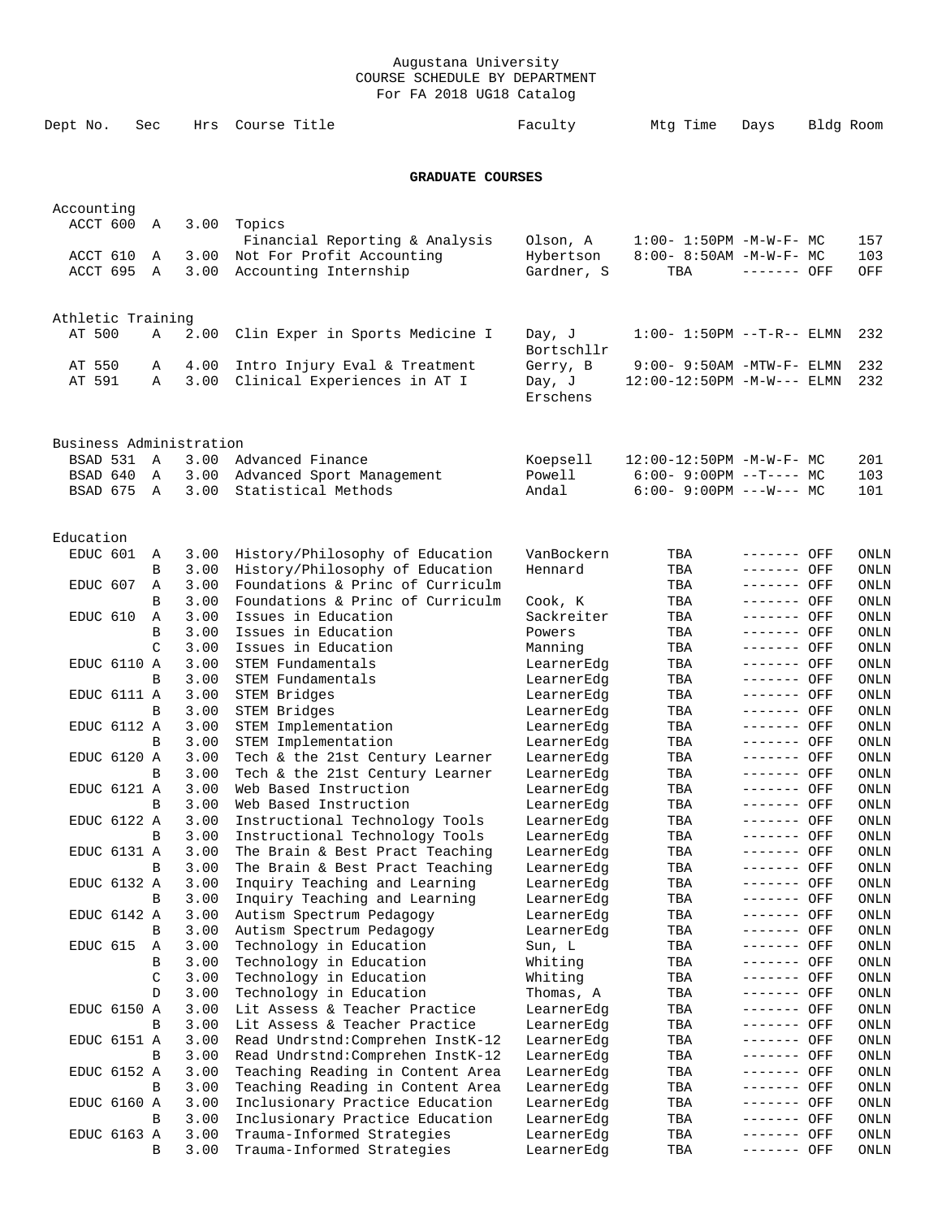Augustana University
COURSE SCHEDULE BY DEPARTMENT
For FA 2018 UG18 Catalog

## GRADUATE COURSES

| Dept No. | Sec | Hrs | Course Title | Faculty | Mtg Time | Days | Bldg | Room |
|---|---|---|---|---|---|---|---|---|
| **Accounting** | | | | | | | | |
| ACCT 600 | A | 3.00 | Topics | | | | | |
| | | | Financial Reporting & Analysis | Olson, A | 1:00- 1:50PM | -M-W-F- | MC | 157 |
| ACCT 610 | A | 3.00 | Not For Profit Accounting | Hybertson | 8:00- 8:50AM | -M-W-F- | MC | 103 |
| ACCT 695 | A | 3.00 | Accounting Internship | Gardner, S | TBA | ------- | OFF | OFF |
| **Athletic Training** | | | | | | | | |
| AT 500 | A | 2.00 | Clin Exper in Sports Medicine I | Day, J<br>Bortschllr | 1:00- 1:50PM | --T-R-- | ELMN | 232 |
| AT 550 | A | 4.00 | Intro Injury Eval & Treatment | Gerry, B | 9:00- 9:50AM | -MTW-F- | ELMN | 232 |
| AT 591 | A | 3.00 | Clinical Experiences in AT I | Day, J<br>Erschens | 12:00-12:50PM | -M-W--- | ELMN | 232 |
| **Business Administration** | | | | | | | | |
| BSAD 531 | A | 3.00 | Advanced Finance | Koepsell | 12:00-12:50PM | -M-W-F- | MC | 201 |
| BSAD 640 | A | 3.00 | Advanced Sport Management | Powell | 6:00- 9:00PM | --T---- | MC | 103 |
| BSAD 675 | A | 3.00 | Statistical Methods | Andal | 6:00- 9:00PM | ---W--- | MC | 101 |
| **Education** | | | | | | | | |
| EDUC 601 | A | 3.00 | History/Philosophy of Education | VanBockern | TBA | ------- | OFF | ONLN |
| | B | 3.00 | History/Philosophy of Education | Hennard | TBA | ------- | OFF | ONLN |
| EDUC 607 | A | 3.00 | Foundations & Princ of Curriculm | | TBA | ------- | OFF | ONLN |
| | B | 3.00 | Foundations & Princ of Curriculm | Cook, K | TBA | ------- | OFF | ONLN |
| EDUC 610 | A | 3.00 | Issues in Education | Sackreiter | TBA | ------- | OFF | ONLN |
| | B | 3.00 | Issues in Education | Powers | TBA | ------- | OFF | ONLN |
| | C | 3.00 | Issues in Education | Manning | TBA | ------- | OFF | ONLN |
| EDUC 6110 | A | 3.00 | STEM Fundamentals | LearnerEdg | TBA | ------- | OFF | ONLN |
| | B | 3.00 | STEM Fundamentals | LearnerEdg | TBA | ------- | OFF | ONLN |
| EDUC 6111 | A | 3.00 | STEM Bridges | LearnerEdg | TBA | ------- | OFF | ONLN |
| | B | 3.00 | STEM Bridges | LearnerEdg | TBA | ------- | OFF | ONLN |
| EDUC 6112 | A | 3.00 | STEM Implementation | LearnerEdg | TBA | ------- | OFF | ONLN |
| | B | 3.00 | STEM Implementation | LearnerEdg | TBA | ------- | OFF | ONLN |
| EDUC 6120 | A | 3.00 | Tech & the 21st Century Learner | LearnerEdg | TBA | ------- | OFF | ONLN |
| | B | 3.00 | Tech & the 21st Century Learner | LearnerEdg | TBA | ------- | OFF | ONLN |
| EDUC 6121 | A | 3.00 | Web Based Instruction | LearnerEdg | TBA | ------- | OFF | ONLN |
| | B | 3.00 | Web Based Instruction | LearnerEdg | TBA | ------- | OFF | ONLN |
| EDUC 6122 | A | 3.00 | Instructional Technology Tools | LearnerEdg | TBA | ------- | OFF | ONLN |
| | B | 3.00 | Instructional Technology Tools | LearnerEdg | TBA | ------- | OFF | ONLN |
| EDUC 6131 | A | 3.00 | The Brain & Best Pract Teaching | LearnerEdg | TBA | ------- | OFF | ONLN |
| | B | 3.00 | The Brain & Best Pract Teaching | LearnerEdg | TBA | ------- | OFF | ONLN |
| EDUC 6132 | A | 3.00 | Inquiry Teaching and Learning | LearnerEdg | TBA | ------- | OFF | ONLN |
| | B | 3.00 | Inquiry Teaching and Learning | LearnerEdg | TBA | ------- | OFF | ONLN |
| EDUC 6142 | A | 3.00 | Autism Spectrum Pedagogy | LearnerEdg | TBA | ------- | OFF | ONLN |
| | B | 3.00 | Autism Spectrum Pedagogy | LearnerEdg | TBA | ------- | OFF | ONLN |
| EDUC 615 | A | 3.00 | Technology in Education | Sun, L | TBA | ------- | OFF | ONLN |
| | B | 3.00 | Technology in Education | Whiting | TBA | ------- | OFF | ONLN |
| | C | 3.00 | Technology in Education | Whiting | TBA | ------- | OFF | ONLN |
| | D | 3.00 | Technology in Education | Thomas, A | TBA | ------- | OFF | ONLN |
| EDUC 6150 | A | 3.00 | Lit Assess & Teacher Practice | LearnerEdg | TBA | ------- | OFF | ONLN |
| | B | 3.00 | Lit Assess & Teacher Practice | LearnerEdg | TBA | ------- | OFF | ONLN |
| EDUC 6151 | A | 3.00 | Read Undrstnd:Comprehen InstK-12 | LearnerEdg | TBA | ------- | OFF | ONLN |
| | B | 3.00 | Read Undrstnd:Comprehen InstK-12 | LearnerEdg | TBA | ------- | OFF | ONLN |
| EDUC 6152 | A | 3.00 | Teaching Reading in Content Area | LearnerEdg | TBA | ------- | OFF | ONLN |
| | B | 3.00 | Teaching Reading in Content Area | LearnerEdg | TBA | ------- | OFF | ONLN |
| EDUC 6160 | A | 3.00 | Inclusionary Practice Education | LearnerEdg | TBA | ------- | OFF | ONLN |
| | B | 3.00 | Inclusionary Practice Education | LearnerEdg | TBA | ------- | OFF | ONLN |
| EDUC 6163 | A | 3.00 | Trauma-Informed Strategies | LearnerEdg | TBA | ------- | OFF | ONLN |
| | B | 3.00 | Trauma-Informed Strategies | LearnerEdg | TBA | ------- | OFF | ONLN |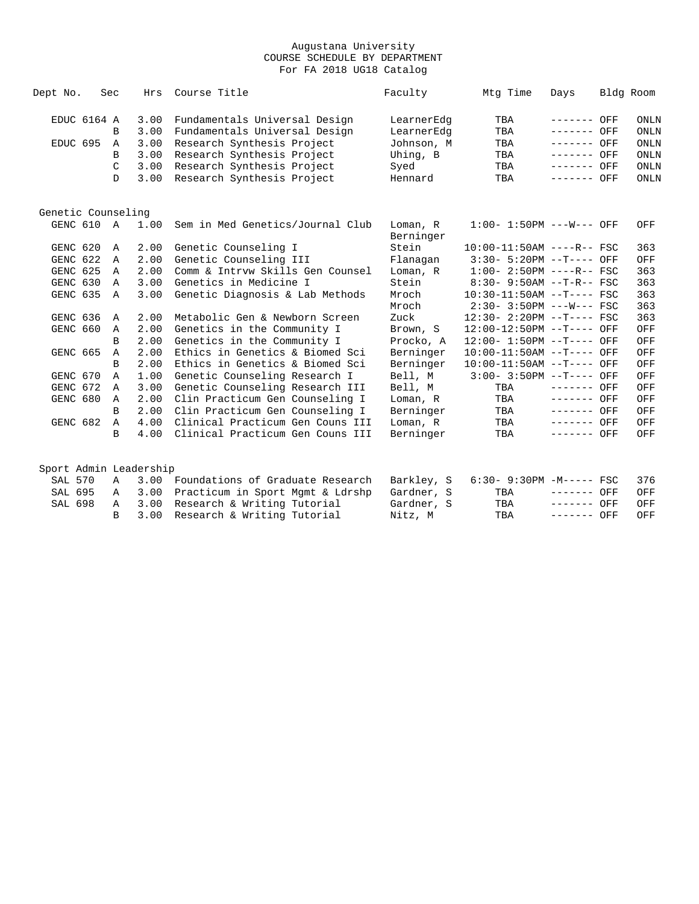Augustana University
COURSE SCHEDULE BY DEPARTMENT
For FA 2018 UG18 Catalog

| Dept No. | Sec | Hrs | Course Title | Faculty | Mtg Time | Days | Bldg | Room |
|---|---|---|---|---|---|---|---|---|
| EDUC 6164 | A | 3.00 | Fundamentals Universal Design | LearnerEdg | TBA | ------- | OFF | ONLN |
| | B | 3.00 | Fundamentals Universal Design | LearnerEdg | TBA | ------- | OFF | ONLN |
| EDUC 695 | A | 3.00 | Research Synthesis Project | Johnson, M | TBA | ------- | OFF | ONLN |
| | B | 3.00 | Research Synthesis Project | Uhing, B | TBA | ------- | OFF | ONLN |
| | C | 3.00 | Research Synthesis Project | Syed | TBA | ------- | OFF | ONLN |
| | D | 3.00 | Research Synthesis Project | Hennard | TBA | ------- | OFF | ONLN |
| **Genetic Counseling** | | | | | | | | |
| GENC 610 | A | 1.00 | Sem in Med Genetics/Journal Club | Loman, R<br>Berninger | 1:00- 1:50PM | ---W--- | OFF | OFF |
| GENC 620 | A | 2.00 | Genetic Counseling I | Stein | 10:00-11:50AM | ----R-- | FSC | 363 |
| GENC 622 | A | 2.00 | Genetic Counseling III | Flanagan | 3:30- 5:20PM | --T---- | OFF | OFF |
| GENC 625 | A | 2.00 | Comm & Intrvw Skills Gen Counsel | Loman, R | 1:00- 2:50PM | ----R-- | FSC | 363 |
| GENC 630 | A | 3.00 | Genetics in Medicine I | Stein | 8:30- 9:50AM | --T-R-- | FSC | 363 |
| GENC 635 | A | 3.00 | Genetic Diagnosis & Lab Methods | Mroch | 10:30-11:50AM | --T---- | FSC | 363 |
| | | | | Mroch | 2:30- 3:50PM | ---W--- | FSC | 363 |
| GENC 636 | A | 2.00 | Metabolic Gen & Newborn Screen | Zuck | 12:30- 2:20PM | --T---- | FSC | 363 |
| GENC 660 | A | 2.00 | Genetics in the Community I | Brown, S | 12:00-12:50PM | --T---- | OFF | OFF |
| | B | 2.00 | Genetics in the Community I | Procko, A | 12:00- 1:50PM | --T---- | OFF | OFF |
| GENC 665 | A | 2.00 | Ethics in Genetics & Biomed Sci | Berninger | 10:00-11:50AM | --T---- | OFF | OFF |
| | B | 2.00 | Ethics in Genetics & Biomed Sci | Berninger | 10:00-11:50AM | --T---- | OFF | OFF |
| GENC 670 | A | 1.00 | Genetic Counseling Research I | Bell, M | 3:00- 3:50PM | --T---- | OFF | OFF |
| GENC 672 | A | 3.00 | Genetic Counseling Research III | Bell, M | TBA | ------- | OFF | OFF |
| GENC 680 | A | 2.00 | Clin Practicum Gen Counseling I | Loman, R | TBA | ------- | OFF | OFF |
| | B | 2.00 | Clin Practicum Gen Counseling I | Berninger | TBA | ------- | OFF | OFF |
| GENC 682 | A | 4.00 | Clinical Practicum Gen Couns III | Loman, R | TBA | ------- | OFF | OFF |
| | B | 4.00 | Clinical Practicum Gen Couns III | Berninger | TBA | ------- | OFF | OFF |
| **Sport Admin Leadership** | | | | | | | | |
| SAL 570 | A | 3.00 | Foundations of Graduate Research | Barkley, S | 6:30- 9:30PM | -M----- | FSC | 376 |
| SAL 695 | A | 3.00 | Practicum in Sport Mgmt & Ldrshp | Gardner, S | TBA | ------- | OFF | OFF |
| SAL 698 | A | 3.00 | Research & Writing Tutorial | Gardner, S | TBA | ------- | OFF | OFF |
| | B | 3.00 | Research & Writing Tutorial | Nitz, M | TBA | ------- | OFF | OFF |